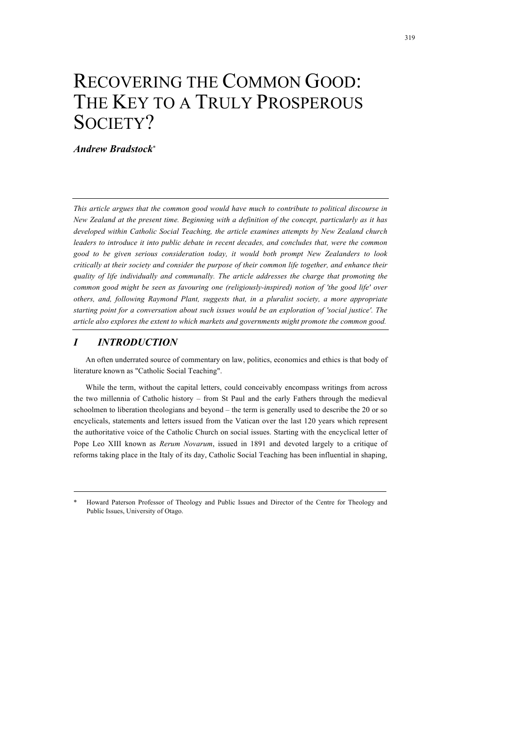# RECOVERING THE COMMON GOOD: THE KEY TO A TRULY PROSPEROUS SOCIETY?

***Andrew Bradstock*** *

*This article argues that the common good would have much to contribute to political discourse in New Zealand at the present time. Beginning with a definition of the concept, particularly as it has developed within Catholic Social Teaching, the article examines attempts by New Zealand church leaders to introduce it into public debate in recent decades, and concludes that, were the common good to be given serious consideration today, it would both prompt New Zealanders to look critically at their society and consider the purpose of their common life together, and enhance their quality of life individually and communally. The article addresses the charge that promoting the common good might be seen as favouring one (religiously-inspired) notion of 'the good life' over others, and, following Raymond Plant, suggests that, in a pluralist society, a more appropriate starting point for a conversation about such issues would be an exploration of 'social justice'. The article also explores the extent to which markets and governments might promote the common good.*

## *I INTRODUCTION*

An often underrated source of commentary on law, politics, economics and ethics is that body of literature known as "Catholic Social Teaching".

While the term, without the capital letters, could conceivably encompass writings from across the two millennia of Catholic history – from St Paul and the early Fathers through the medieval schoolmen to liberation theologians and beyond – the term is generally used to describe the 20 or so encyclicals, statements and letters issued from the Vatican over the last 120 years which represent the authoritative voice of the Catholic Church on social issues. Starting with the encyclical letter of Pope Leo XIII known as *Rerum Novarum*, issued in 1891 and devoted largely to a critique of reforms taking place in the Italy of its day, Catholic Social Teaching has been influential in shaping,

---

\* Howard Paterson Professor of Theology and Public Issues and Director of the Centre for Theology and Public Issues, University of Otago.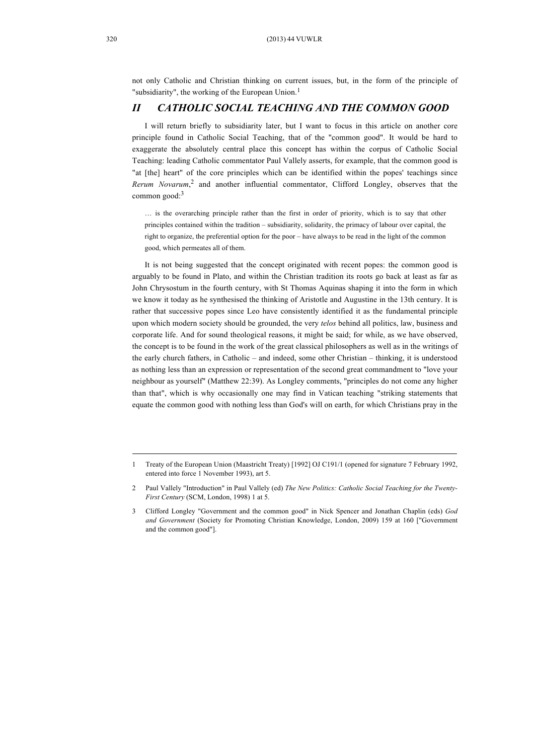not only Catholic and Christian thinking on current issues, but, in the form of the principle of "subsidiarity", the working of the European Union.[1]

## *II CATHOLIC SOCIAL TEACHING AND THE COMMON GOOD*

I will return briefly to subsidiarity later, but I want to focus in this article on another core principle found in Catholic Social Teaching, that of the "common good". It would be hard to exaggerate the absolutely central place this concept has within the corpus of Catholic Social Teaching: leading Catholic commentator Paul Vallely asserts, for example, that the common good is "at [the] heart" of the core principles which can be identified within the popes' teachings since *Rerum Novarum*,[2] and another influential commentator, Clifford Longley, observes that the common good:[3]

> … is the overarching principle rather than the first in order of priority, which is to say that other principles contained within the tradition – subsidiarity, solidarity, the primacy of labour over capital, the right to organize, the preferential option for the poor – have always to be read in the light of the common good, which permeates all of them.

It is not being suggested that the concept originated with recent popes: the common good is arguably to be found in Plato, and within the Christian tradition its roots go back at least as far as John Chrysostum in the fourth century, with St Thomas Aquinas shaping it into the form in which we know it today as he synthesised the thinking of Aristotle and Augustine in the 13th century. It is rather that successive popes since Leo have consistently identified it as the fundamental principle upon which modern society should be grounded, the very *telos* behind all politics, law, business and corporate life. And for sound theological reasons, it might be said; for while, as we have observed, the concept is to be found in the work of the great classical philosophers as well as in the writings of the early church fathers, in Catholic – and indeed, some other Christian – thinking, it is understood as nothing less than an expression or representation of the second great commandment to "love your neighbour as yourself" (Matthew 22:39). As Longley comments, "principles do not come any higher than that", which is why occasionally one may find in Vatican teaching "striking statements that equate the common good with nothing less than God's will on earth, for which Christians pray in the

---

1 Treaty of the European Union (Maastricht Treaty) [1992] OJ C191/1 (opened for signature 7 February 1992, entered into force 1 November 1993), art 5.

2 Paul Vallely "Introduction" in Paul Vallely (ed) *The New Politics: Catholic Social Teaching for the Twenty-First Century* (SCM, London, 1998) 1 at 5.

3 Clifford Longley "Government and the common good" in Nick Spencer and Jonathan Chaplin (eds) *God and Government* (Society for Promoting Christian Knowledge, London, 2009) 159 at 160 ["Government and the common good"].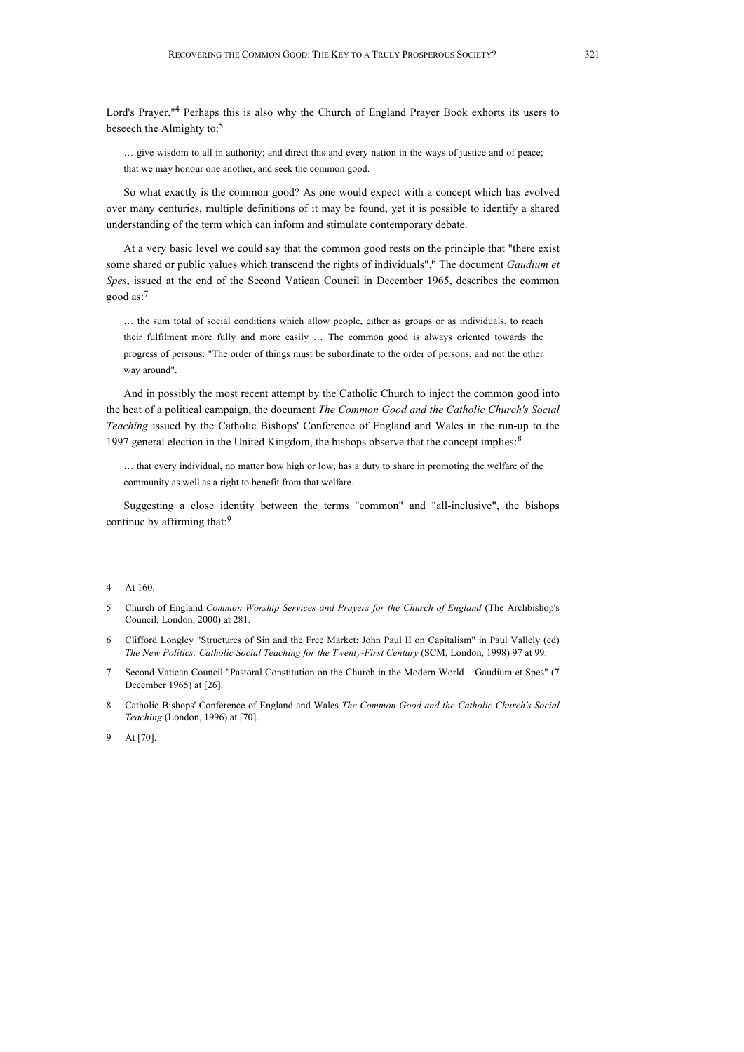Lord's Prayer."[4] Perhaps this is also why the Church of England Prayer Book exhorts its users to beseech the Almighty to:[5]

> … give wisdom to all in authority; and direct this and every nation in the ways of justice and of peace; that we may honour one another, and seek the common good.

So what exactly is the common good? As one would expect with a concept which has evolved over many centuries, multiple definitions of it may be found, yet it is possible to identify a shared understanding of the term which can inform and stimulate contemporary debate.

At a very basic level we could say that the common good rests on the principle that "there exist some shared or public values which transcend the rights of individuals".[6] The document *Gaudium et Spes*, issued at the end of the Second Vatican Council in December 1965, describes the common good as:[7]

> … the sum total of social conditions which allow people, either as groups or as individuals, to reach their fulfilment more fully and more easily … The common good is always oriented towards the progress of persons: "The order of things must be subordinate to the order of persons, and not the other way around".

And in possibly the most recent attempt by the Catholic Church to inject the common good into the heat of a political campaign, the document *The Common Good and the Catholic Church's Social Teaching* issued by the Catholic Bishops' Conference of England and Wales in the run-up to the 1997 general election in the United Kingdom, the bishops observe that the concept implies:[8]

> … that every individual, no matter how high or low, has a duty to share in promoting the welfare of the community as well as a right to benefit from that welfare.

Suggesting a close identity between the terms "common" and "all-inclusive", the bishops continue by affirming that:[9]

---

4 At 160.

5 Church of England *Common Worship Services and Prayers for the Church of England* (The Archbishop's Council, London, 2000) at 281.

6 Clifford Longley "Structures of Sin and the Free Market: John Paul II on Capitalism" in Paul Vallely (ed) *The New Politics: Catholic Social Teaching for the Twenty-First Century* (SCM, London, 1998) 97 at 99.

7 Second Vatican Council "Pastoral Constitution on the Church in the Modern World – Gaudium et Spes" (7 December 1965) at [26].

8 Catholic Bishops' Conference of England and Wales *The Common Good and the Catholic Church's Social Teaching* (London, 1996) at [70].

9 At [70].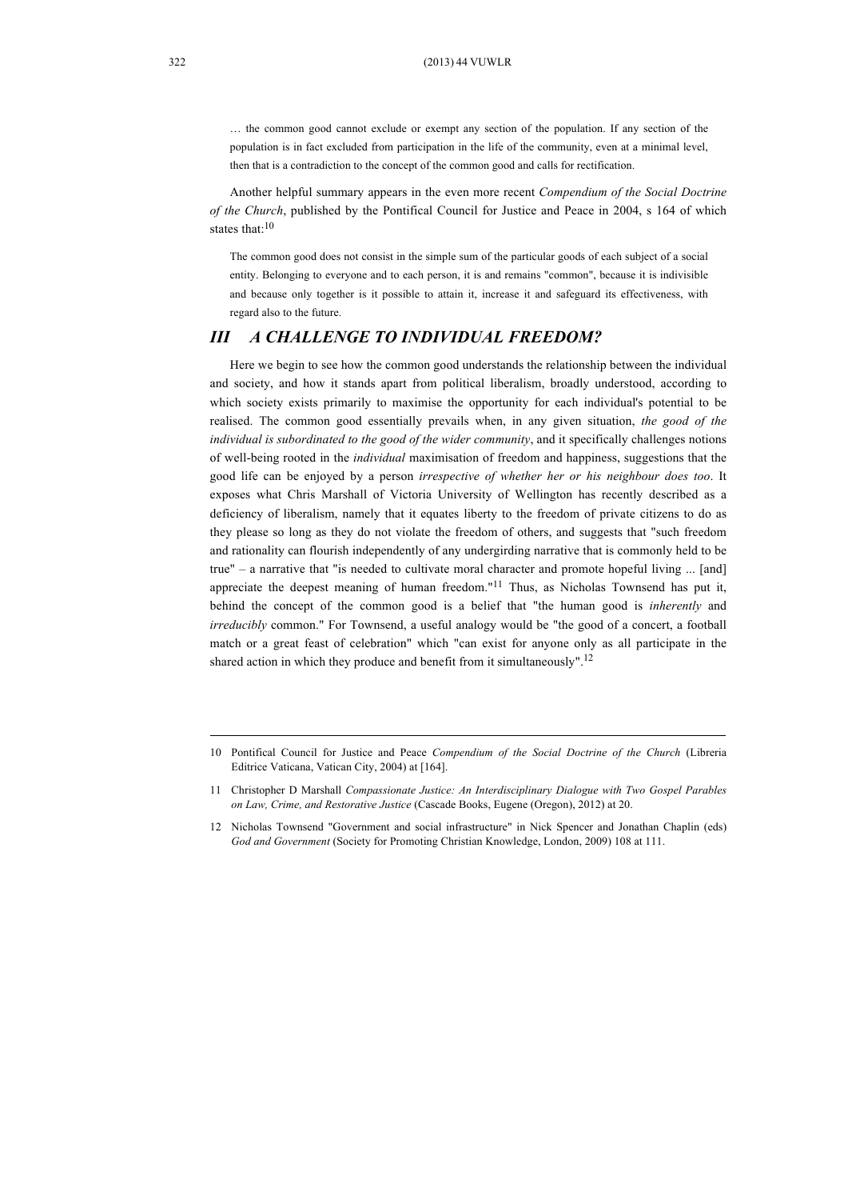> … the common good cannot exclude or exempt any section of the population. If any section of the population is in fact excluded from participation in the life of the community, even at a minimal level, then that is a contradiction to the concept of the common good and calls for rectification.

Another helpful summary appears in the even more recent *Compendium of the Social Doctrine of the Church*, published by the Pontifical Council for Justice and Peace in 2004, s 164 of which states that:[10]

> The common good does not consist in the simple sum of the particular goods of each subject of a social entity. Belonging to everyone and to each person, it is and remains "common", because it is indivisible and because only together is it possible to attain it, increase it and safeguard its effectiveness, with regard also to the future.

## *III A CHALLENGE TO INDIVIDUAL FREEDOM?*

Here we begin to see how the common good understands the relationship between the individual and society, and how it stands apart from political liberalism, broadly understood, according to which society exists primarily to maximise the opportunity for each individual's potential to be realised. The common good essentially prevails when, in any given situation, *the good of the individual is subordinated to the good of the wider community*, and it specifically challenges notions of well-being rooted in the *individual* maximisation of freedom and happiness, suggestions that the good life can be enjoyed by a person *irrespective of whether her or his neighbour does too*. It exposes what Chris Marshall of Victoria University of Wellington has recently described as a deficiency of liberalism, namely that it equates liberty to the freedom of private citizens to do as they please so long as they do not violate the freedom of others, and suggests that "such freedom and rationality can flourish independently of any undergirding narrative that is commonly held to be true" – a narrative that "is needed to cultivate moral character and promote hopeful living ... [and] appreciate the deepest meaning of human freedom."[11] Thus, as Nicholas Townsend has put it, behind the concept of the common good is a belief that "the human good is *inherently* and *irreducibly* common." For Townsend, a useful analogy would be "the good of a concert, a football match or a great feast of celebration" which "can exist for anyone only as all participate in the shared action in which they produce and benefit from it simultaneously".[12]

---

10 Pontifical Council for Justice and Peace *Compendium of the Social Doctrine of the Church* (Libreria Editrice Vaticana, Vatican City, 2004) at [164].

11 Christopher D Marshall *Compassionate Justice: An Interdisciplinary Dialogue with Two Gospel Parables on Law, Crime, and Restorative Justice* (Cascade Books, Eugene (Oregon), 2012) at 20.

12 Nicholas Townsend "Government and social infrastructure" in Nick Spencer and Jonathan Chaplin (eds) *God and Government* (Society for Promoting Christian Knowledge, London, 2009) 108 at 111.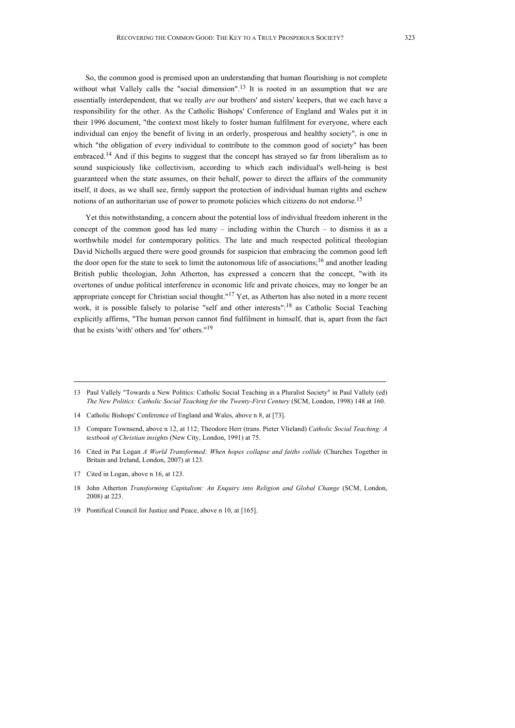So, the common good is premised upon an understanding that human flourishing is not complete without what Vallely calls the "social dimension".[13] It is rooted in an assumption that we are essentially interdependent, that we really *are* our brothers' and sisters' keepers, that we each have a responsibility for the other. As the Catholic Bishops' Conference of England and Wales put it in their 1996 document, "the context most likely to foster human fulfilment for everyone, where each individual can enjoy the benefit of living in an orderly, prosperous and healthy society", is one in which "the obligation of every individual to contribute to the common good of society" has been embraced.[14] And if this begins to suggest that the concept has strayed so far from liberalism as to sound suspiciously like collectivism, according to which each individual's well-being is best guaranteed when the state assumes, on their behalf, power to direct the affairs of the community itself, it does, as we shall see, firmly support the protection of individual human rights and eschew notions of an authoritarian use of power to promote policies which citizens do not endorse.[15]

Yet this notwithstanding, a concern about the potential loss of individual freedom inherent in the concept of the common good has led many – including within the Church – to dismiss it as a worthwhile model for contemporary politics. The late and much respected political theologian David Nicholls argued there were good grounds for suspicion that embracing the common good left the door open for the state to seek to limit the autonomous life of associations;[16] and another leading British public theologian, John Atherton, has expressed a concern that the concept, "with its overtones of undue political interference in economic life and private choices, may no longer be an appropriate concept for Christian social thought."[17] Yet, as Atherton has also noted in a more recent work, it is possible falsely to polarise "self and other interests":[18] as Catholic Social Teaching explicitly affirms, "The human person cannot find fulfilment in himself, that is, apart from the fact that he exists 'with' others and 'for' others."[19]

---

13 Paul Vallely "Towards a New Politics: Catholic Social Teaching in a Pluralist Society" in Paul Vallely (ed) *The New Politics: Catholic Social Teaching for the Twenty-First Century* (SCM, London, 1998) 148 at 160.

14 Catholic Bishops' Conference of England and Wales, above n 8, at [73].

15 Compare Townsend, above n 12, at 112; Theodore Herr (trans. Pieter Vlieland) *Catholic Social Teaching: A textbook of Christian insights* (New City, London, 1991) at 75.

16 Cited in Pat Logan *A World Transformed: When hopes collapse and faiths collide* (Churches Together in Britain and Ireland, London, 2007) at 123.

17 Cited in Logan, above n 16, at 123.

18 John Atherton *Transforming Capitalism: An Enquiry into Religion and Global Change* (SCM, London, 2008) at 223.

19 Pontifical Council for Justice and Peace, above n 10, at [165].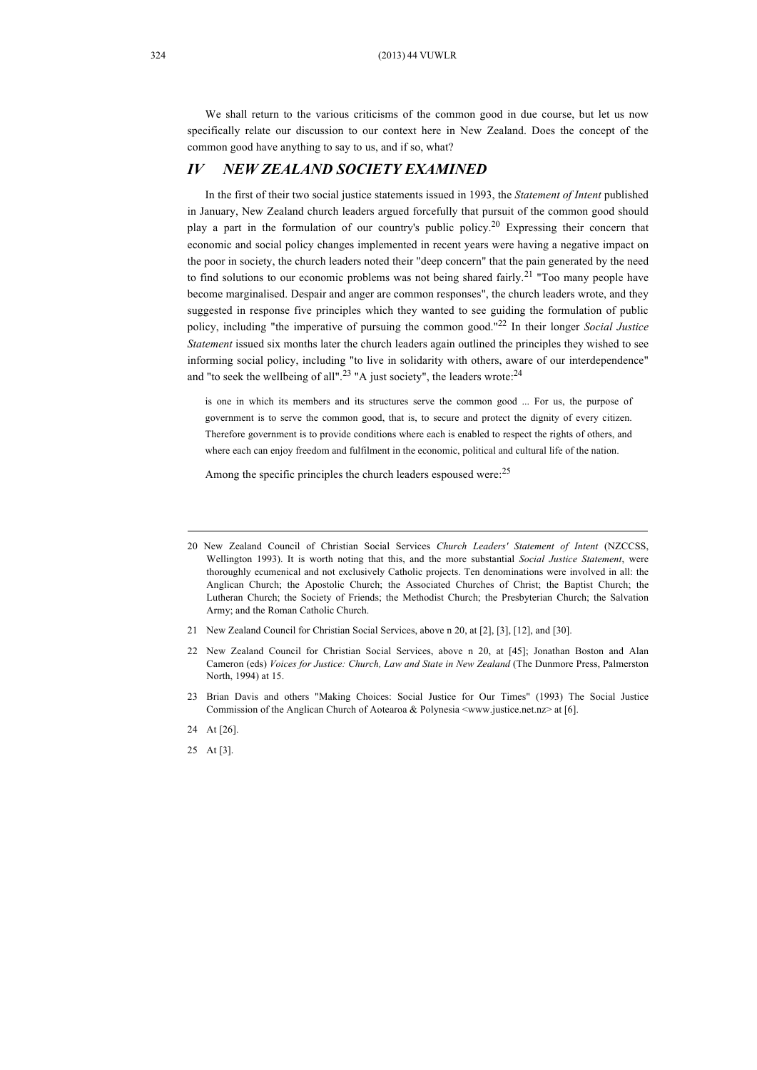We shall return to the various criticisms of the common good in due course, but let us now specifically relate our discussion to our context here in New Zealand. Does the concept of the common good have anything to say to us, and if so, what?

## *IV NEW ZEALAND SOCIETY EXAMINED*

In the first of their two social justice statements issued in 1993, the *Statement of Intent* published in January, New Zealand church leaders argued forcefully that pursuit of the common good should play a part in the formulation of our country's public policy.[20] Expressing their concern that economic and social policy changes implemented in recent years were having a negative impact on the poor in society, the church leaders noted their "deep concern" that the pain generated by the need to find solutions to our economic problems was not being shared fairly.[21] "Too many people have become marginalised. Despair and anger are common responses", the church leaders wrote, and they suggested in response five principles which they wanted to see guiding the formulation of public policy, including "the imperative of pursuing the common good."[22] In their longer *Social Justice Statement* issued six months later the church leaders again outlined the principles they wished to see informing social policy, including "to live in solidarity with others, aware of our interdependence" and "to seek the wellbeing of all".[23] "A just society", the leaders wrote:[24]

> is one in which its members and its structures serve the common good ... For us, the purpose of government is to serve the common good, that is, to secure and protect the dignity of every citizen. Therefore government is to provide conditions where each is enabled to respect the rights of others, and where each can enjoy freedom and fulfilment in the economic, political and cultural life of the nation.

Among the specific principles the church leaders espoused were:[25]

---

20 New Zealand Council of Christian Social Services *Church Leaders' Statement of Intent* (NZCCSS, Wellington 1993). It is worth noting that this, and the more substantial *Social Justice Statement*, were thoroughly ecumenical and not exclusively Catholic projects. Ten denominations were involved in all: the Anglican Church; the Apostolic Church; the Associated Churches of Christ; the Baptist Church; the Lutheran Church; the Society of Friends; the Methodist Church; the Presbyterian Church; the Salvation Army; and the Roman Catholic Church.

21 New Zealand Council for Christian Social Services, above n 20, at [2], [3], [12], and [30].

22 New Zealand Council for Christian Social Services, above n 20, at [45]; Jonathan Boston and Alan Cameron (eds) *Voices for Justice: Church, Law and State in New Zealand* (The Dunmore Press, Palmerston North, 1994) at 15.

23 Brian Davis and others "Making Choices: Social Justice for Our Times" (1993) The Social Justice Commission of the Anglican Church of Aotearoa & Polynesia <www.justice.net.nz> at [6].

24 At [26].

25 At [3].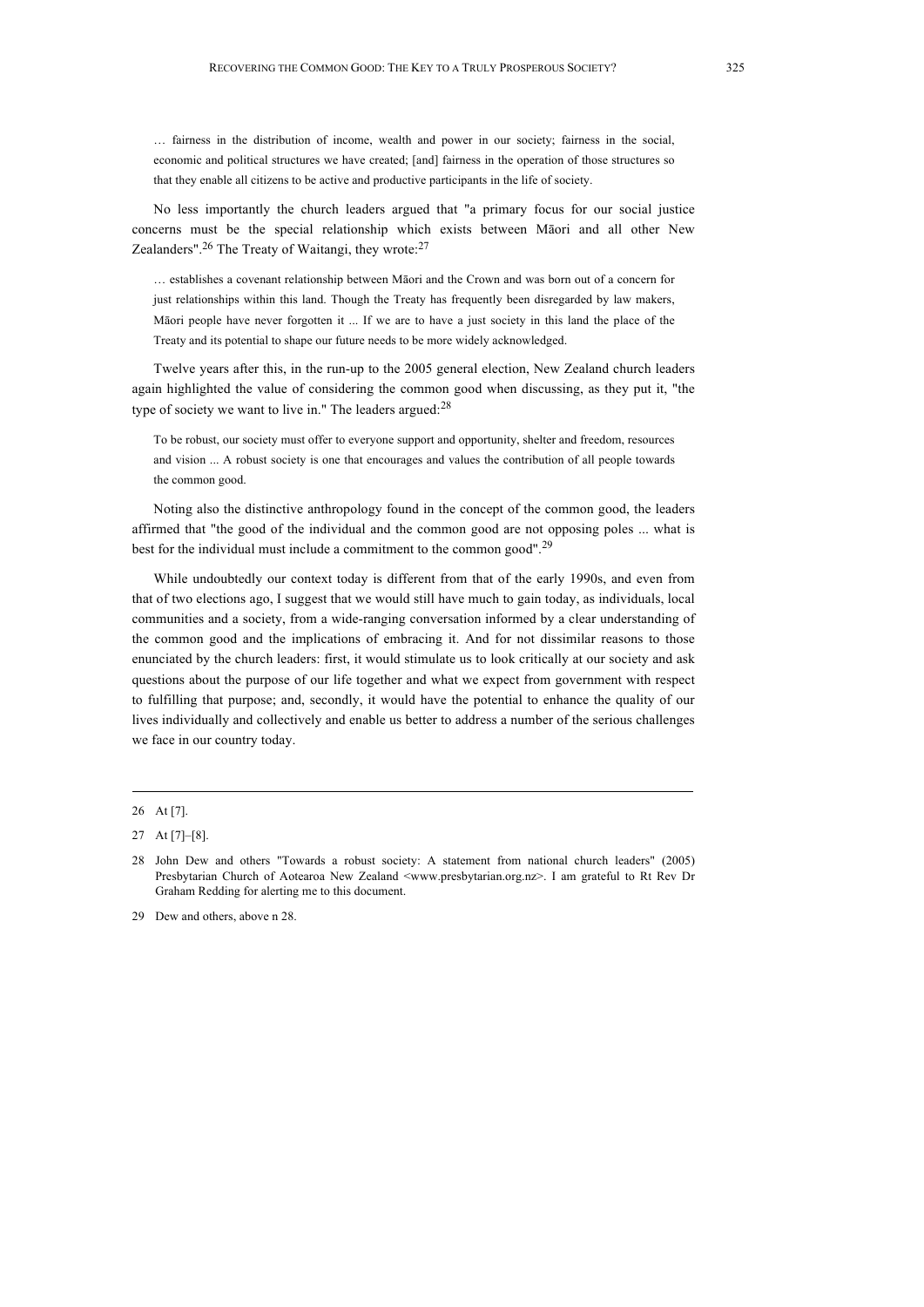> … fairness in the distribution of income, wealth and power in our society; fairness in the social, economic and political structures we have created; [and] fairness in the operation of those structures so that they enable all citizens to be active and productive participants in the life of society.

No less importantly the church leaders argued that "a primary focus for our social justice concerns must be the special relationship which exists between Māori and all other New Zealanders".[26] The Treaty of Waitangi, they wrote:[27]

> … establishes a covenant relationship between Māori and the Crown and was born out of a concern for just relationships within this land. Though the Treaty has frequently been disregarded by law makers, Māori people have never forgotten it ... If we are to have a just society in this land the place of the Treaty and its potential to shape our future needs to be more widely acknowledged.

Twelve years after this, in the run-up to the 2005 general election, New Zealand church leaders again highlighted the value of considering the common good when discussing, as they put it, "the type of society we want to live in." The leaders argued:[28]

> To be robust, our society must offer to everyone support and opportunity, shelter and freedom, resources and vision ... A robust society is one that encourages and values the contribution of all people towards the common good.

Noting also the distinctive anthropology found in the concept of the common good, the leaders affirmed that "the good of the individual and the common good are not opposing poles ... what is best for the individual must include a commitment to the common good".[29]

While undoubtedly our context today is different from that of the early 1990s, and even from that of two elections ago, I suggest that we would still have much to gain today, as individuals, local communities and a society, from a wide-ranging conversation informed by a clear understanding of the common good and the implications of embracing it. And for not dissimilar reasons to those enunciated by the church leaders: first, it would stimulate us to look critically at our society and ask questions about the purpose of our life together and what we expect from government with respect to fulfilling that purpose; and, secondly, it would have the potential to enhance the quality of our lives individually and collectively and enable us better to address a number of the serious challenges we face in our country today.

---

26 At [7].

27 At [7]–[8].

28 John Dew and others "Towards a robust society: A statement from national church leaders" (2005) Presbytarian Church of Aotearoa New Zealand <www.presbytarian.org.nz>. I am grateful to Rt Rev Dr Graham Redding for alerting me to this document.

29 Dew and others, above n 28.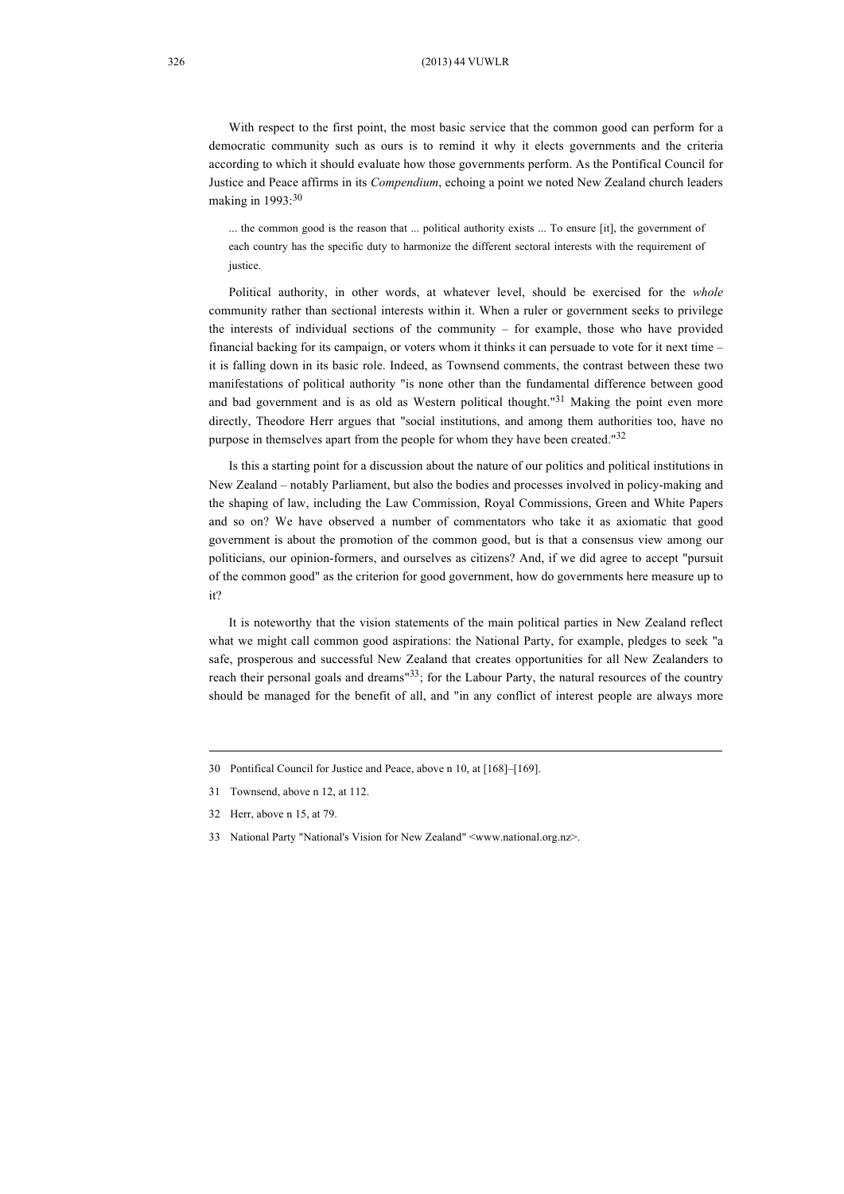With respect to the first point, the most basic service that the common good can perform for a democratic community such as ours is to remind it why it elects governments and the criteria according to which it should evaluate how those governments perform. As the Pontifical Council for Justice and Peace affirms in its *Compendium*, echoing a point we noted New Zealand church leaders making in 1993:[30]

> ... the common good is the reason that ... political authority exists ... To ensure [it], the government of each country has the specific duty to harmonize the different sectoral interests with the requirement of justice.

Political authority, in other words, at whatever level, should be exercised for the *whole* community rather than sectional interests within it. When a ruler or government seeks to privilege the interests of individual sections of the community – for example, those who have provided financial backing for its campaign, or voters whom it thinks it can persuade to vote for it next time – it is falling down in its basic role. Indeed, as Townsend comments, the contrast between these two manifestations of political authority "is none other than the fundamental difference between good and bad government and is as old as Western political thought."[31] Making the point even more directly, Theodore Herr argues that "social institutions, and among them authorities too, have no purpose in themselves apart from the people for whom they have been created."[32]

Is this a starting point for a discussion about the nature of our politics and political institutions in New Zealand – notably Parliament, but also the bodies and processes involved in policy-making and the shaping of law, including the Law Commission, Royal Commissions, Green and White Papers and so on? We have observed a number of commentators who take it as axiomatic that good government is about the promotion of the common good, but is that a consensus view among our politicians, our opinion-formers, and ourselves as citizens? And, if we did agree to accept "pursuit of the common good" as the criterion for good government, how do governments here measure up to it?

It is noteworthy that the vision statements of the main political parties in New Zealand reflect what we might call common good aspirations: the National Party, for example, pledges to seek "a safe, prosperous and successful New Zealand that creates opportunities for all New Zealanders to reach their personal goals and dreams"[33]; for the Labour Party, the natural resources of the country should be managed for the benefit of all, and "in any conflict of interest people are always more

---

30 Pontifical Council for Justice and Peace, above n 10, at [168]–[169].

31 Townsend, above n 12, at 112.

32 Herr, above n 15, at 79.

33 National Party "National's Vision for New Zealand" <www.national.org.nz>.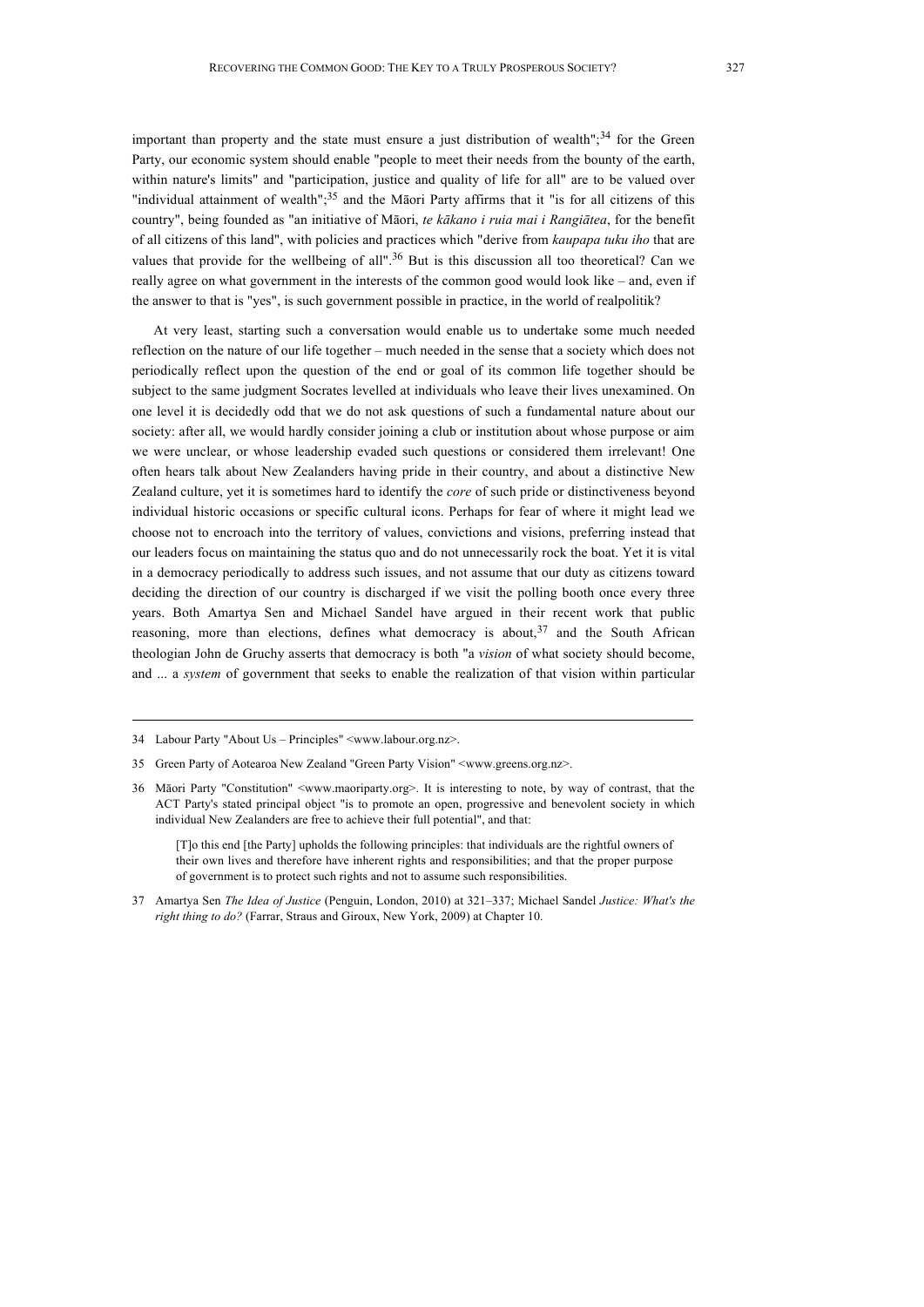important than property and the state must ensure a just distribution of wealth";[34] for the Green Party, our economic system should enable "people to meet their needs from the bounty of the earth, within nature's limits" and "participation, justice and quality of life for all" are to be valued over "individual attainment of wealth";[35] and the Māori Party affirms that it "is for all citizens of this country", being founded as "an initiative of Māori, *te kākano i ruia mai i Rangiātea*, for the benefit of all citizens of this land", with policies and practices which "derive from *kaupapa tuku iho* that are values that provide for the wellbeing of all".[36] But is this discussion all too theoretical? Can we really agree on what government in the interests of the common good would look like – and, even if the answer to that is "yes", is such government possible in practice, in the world of realpolitik?

At very least, starting such a conversation would enable us to undertake some much needed reflection on the nature of our life together – much needed in the sense that a society which does not periodically reflect upon the question of the end or goal of its common life together should be subject to the same judgment Socrates levelled at individuals who leave their lives unexamined. On one level it is decidedly odd that we do not ask questions of such a fundamental nature about our society: after all, we would hardly consider joining a club or institution about whose purpose or aim we were unclear, or whose leadership evaded such questions or considered them irrelevant! One often hears talk about New Zealanders having pride in their country, and about a distinctive New Zealand culture, yet it is sometimes hard to identify the *core* of such pride or distinctiveness beyond individual historic occasions or specific cultural icons. Perhaps for fear of where it might lead we choose not to encroach into the territory of values, convictions and visions, preferring instead that our leaders focus on maintaining the status quo and do not unnecessarily rock the boat. Yet it is vital in a democracy periodically to address such issues, and not assume that our duty as citizens toward deciding the direction of our country is discharged if we visit the polling booth once every three years. Both Amartya Sen and Michael Sandel have argued in their recent work that public reasoning, more than elections, defines what democracy is about,[37] and the South African theologian John de Gruchy asserts that democracy is both "a *vision* of what society should become, and ... a *system* of government that seeks to enable the realization of that vision within particular

---

34 Labour Party "About Us – Principles" <www.labour.org.nz>.

35 Green Party of Aotearoa New Zealand "Green Party Vision" <www.greens.org.nz>.

36 Māori Party "Constitution" <www.maoriparty.org>. It is interesting to note, by way of contrast, that the ACT Party's stated principal object "is to promote an open, progressive and benevolent society in which individual New Zealanders are free to achieve their full potential", and that:

> [T]o this end [the Party] upholds the following principles: that individuals are the rightful owners of their own lives and therefore have inherent rights and responsibilities; and that the proper purpose of government is to protect such rights and not to assume such responsibilities.

37 Amartya Sen *The Idea of Justice* (Penguin, London, 2010) at 321–337; Michael Sandel *Justice: What's the right thing to do?* (Farrar, Straus and Giroux, New York, 2009) at Chapter 10.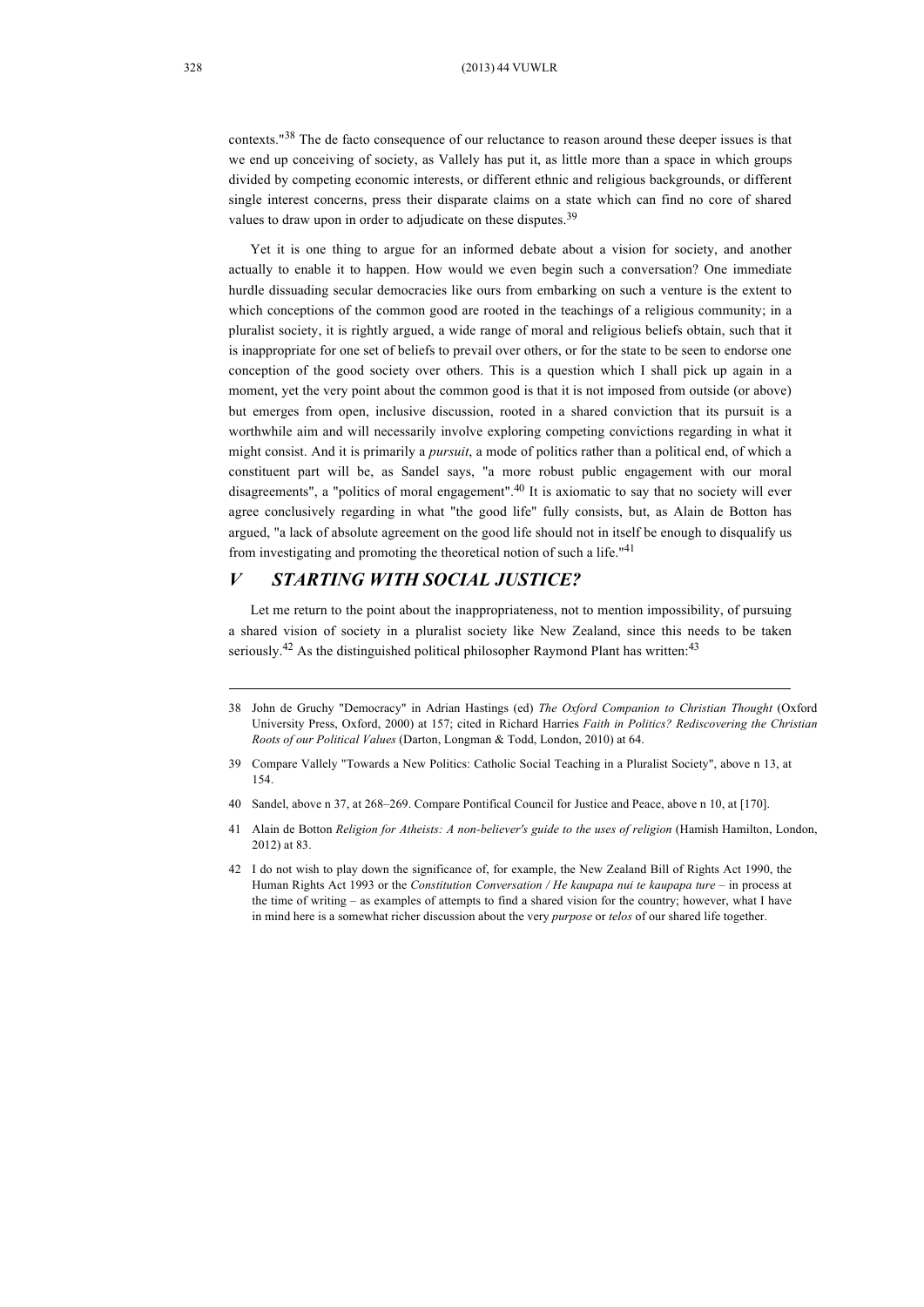contexts."[38] The de facto consequence of our reluctance to reason around these deeper issues is that we end up conceiving of society, as Vallely has put it, as little more than a space in which groups divided by competing economic interests, or different ethnic and religious backgrounds, or different single interest concerns, press their disparate claims on a state which can find no core of shared values to draw upon in order to adjudicate on these disputes.[39]

Yet it is one thing to argue for an informed debate about a vision for society, and another actually to enable it to happen. How would we even begin such a conversation? One immediate hurdle dissuading secular democracies like ours from embarking on such a venture is the extent to which conceptions of the common good are rooted in the teachings of a religious community; in a pluralist society, it is rightly argued, a wide range of moral and religious beliefs obtain, such that it is inappropriate for one set of beliefs to prevail over others, or for the state to be seen to endorse one conception of the good society over others. This is a question which I shall pick up again in a moment, yet the very point about the common good is that it is not imposed from outside (or above) but emerges from open, inclusive discussion, rooted in a shared conviction that its pursuit is a worthwhile aim and will necessarily involve exploring competing convictions regarding in what it might consist. And it is primarily a *pursuit*, a mode of politics rather than a political end, of which a constituent part will be, as Sandel says, "a more robust public engagement with our moral disagreements", a "politics of moral engagement".[40] It is axiomatic to say that no society will ever agree conclusively regarding in what "the good life" fully consists, but, as Alain de Botton has argued, "a lack of absolute agreement on the good life should not in itself be enough to disqualify us from investigating and promoting the theoretical notion of such a life."[41]

## *V STARTING WITH SOCIAL JUSTICE?*

Let me return to the point about the inappropriateness, not to mention impossibility, of pursuing a shared vision of society in a pluralist society like New Zealand, since this needs to be taken seriously.[42] As the distinguished political philosopher Raymond Plant has written:[43]

---

38 John de Gruchy "Democracy" in Adrian Hastings (ed) *The Oxford Companion to Christian Thought* (Oxford University Press, Oxford, 2000) at 157; cited in Richard Harries *Faith in Politics? Rediscovering the Christian Roots of our Political Values* (Darton, Longman & Todd, London, 2010) at 64.

39 Compare Vallely "Towards a New Politics: Catholic Social Teaching in a Pluralist Society", above n 13, at 154.

40 Sandel, above n 37, at 268–269. Compare Pontifical Council for Justice and Peace, above n 10, at [170].

41 Alain de Botton *Religion for Atheists: A non-believer's guide to the uses of religion* (Hamish Hamilton, London, 2012) at 83.

42 I do not wish to play down the significance of, for example, the New Zealand Bill of Rights Act 1990, the Human Rights Act 1993 or the *Constitution Conversation / He kaupapa nui te kaupapa ture* – in process at the time of writing – as examples of attempts to find a shared vision for the country; however, what I have in mind here is a somewhat richer discussion about the very *purpose* or *telos* of our shared life together.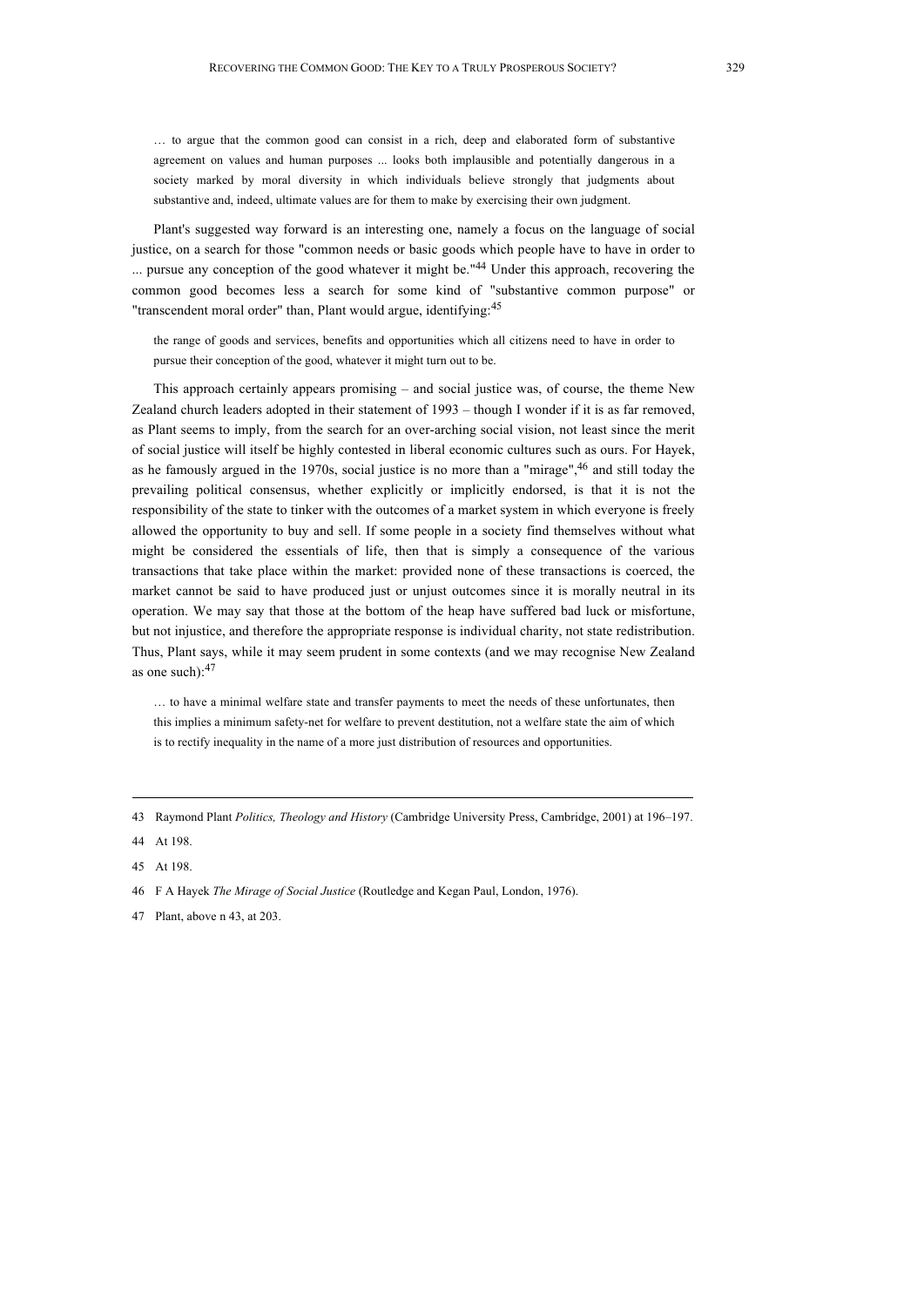> … to argue that the common good can consist in a rich, deep and elaborated form of substantive agreement on values and human purposes ... looks both implausible and potentially dangerous in a society marked by moral diversity in which individuals believe strongly that judgments about substantive and, indeed, ultimate values are for them to make by exercising their own judgment.

Plant's suggested way forward is an interesting one, namely a focus on the language of social justice, on a search for those "common needs or basic goods which people have to have in order to ... pursue any conception of the good whatever it might be."[44] Under this approach, recovering the common good becomes less a search for some kind of "substantive common purpose" or "transcendent moral order" than, Plant would argue, identifying:[45]

> the range of goods and services, benefits and opportunities which all citizens need to have in order to pursue their conception of the good, whatever it might turn out to be.

This approach certainly appears promising – and social justice was, of course, the theme New Zealand church leaders adopted in their statement of 1993 – though I wonder if it is as far removed, as Plant seems to imply, from the search for an over-arching social vision, not least since the merit of social justice will itself be highly contested in liberal economic cultures such as ours. For Hayek, as he famously argued in the 1970s, social justice is no more than a "mirage",[46] and still today the prevailing political consensus, whether explicitly or implicitly endorsed, is that it is not the responsibility of the state to tinker with the outcomes of a market system in which everyone is freely allowed the opportunity to buy and sell. If some people in a society find themselves without what might be considered the essentials of life, then that is simply a consequence of the various transactions that take place within the market: provided none of these transactions is coerced, the market cannot be said to have produced just or unjust outcomes since it is morally neutral in its operation. We may say that those at the bottom of the heap have suffered bad luck or misfortune, but not injustice, and therefore the appropriate response is individual charity, not state redistribution. Thus, Plant says, while it may seem prudent in some contexts (and we may recognise New Zealand as one such):[47]

> … to have a minimal welfare state and transfer payments to meet the needs of these unfortunates, then this implies a minimum safety-net for welfare to prevent destitution, not a welfare state the aim of which is to rectify inequality in the name of a more just distribution of resources and opportunities.

---

43 Raymond Plant *Politics, Theology and History* (Cambridge University Press, Cambridge, 2001) at 196–197.

44 At 198.

45 At 198.

46 F A Hayek *The Mirage of Social Justice* (Routledge and Kegan Paul, London, 1976).

47 Plant, above n 43, at 203.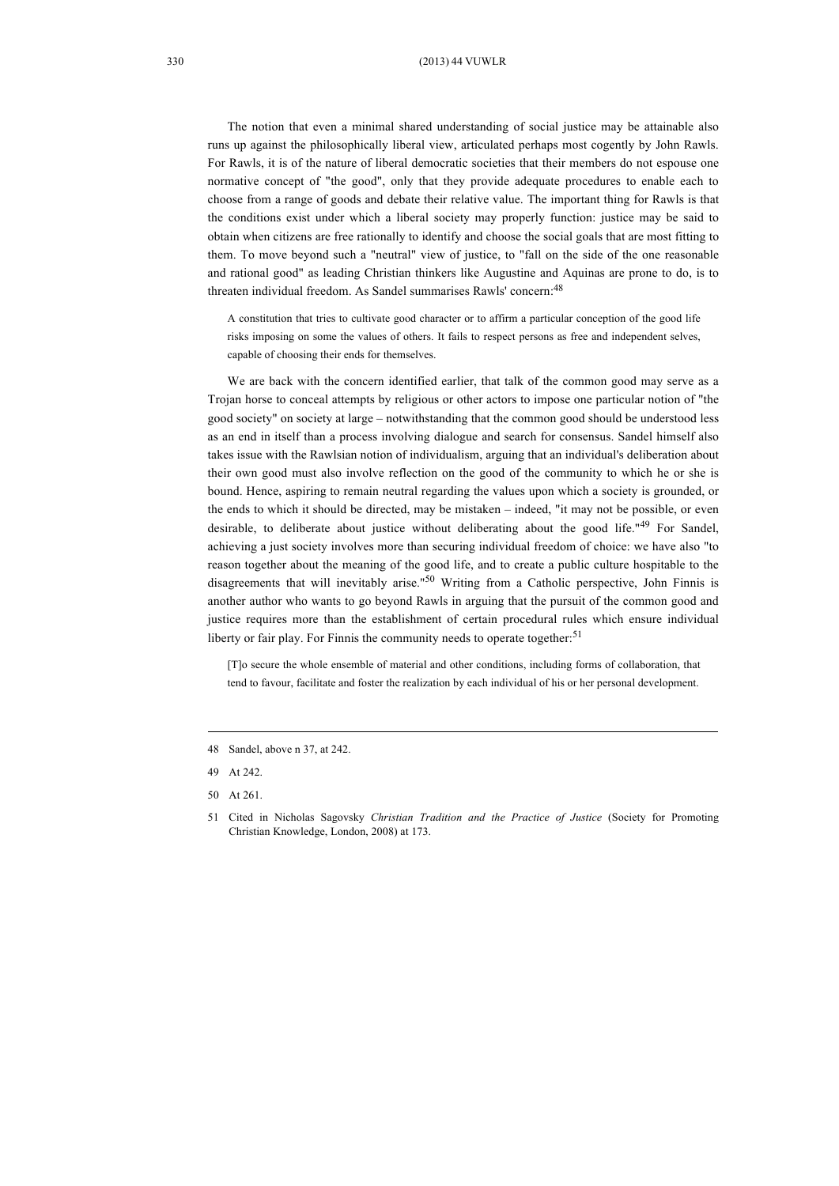The notion that even a minimal shared understanding of social justice may be attainable also runs up against the philosophically liberal view, articulated perhaps most cogently by John Rawls. For Rawls, it is of the nature of liberal democratic societies that their members do not espouse one normative concept of "the good", only that they provide adequate procedures to enable each to choose from a range of goods and debate their relative value. The important thing for Rawls is that the conditions exist under which a liberal society may properly function: justice may be said to obtain when citizens are free rationally to identify and choose the social goals that are most fitting to them. To move beyond such a "neutral" view of justice, to "fall on the side of the one reasonable and rational good" as leading Christian thinkers like Augustine and Aquinas are prone to do, is to threaten individual freedom. As Sandel summarises Rawls' concern:[48]

> A constitution that tries to cultivate good character or to affirm a particular conception of the good life risks imposing on some the values of others. It fails to respect persons as free and independent selves, capable of choosing their ends for themselves.

We are back with the concern identified earlier, that talk of the common good may serve as a Trojan horse to conceal attempts by religious or other actors to impose one particular notion of "the good society" on society at large – notwithstanding that the common good should be understood less as an end in itself than a process involving dialogue and search for consensus. Sandel himself also takes issue with the Rawlsian notion of individualism, arguing that an individual's deliberation about their own good must also involve reflection on the good of the community to which he or she is bound. Hence, aspiring to remain neutral regarding the values upon which a society is grounded, or the ends to which it should be directed, may be mistaken – indeed, "it may not be possible, or even desirable, to deliberate about justice without deliberating about the good life."[49] For Sandel, achieving a just society involves more than securing individual freedom of choice: we have also "to reason together about the meaning of the good life, and to create a public culture hospitable to the disagreements that will inevitably arise."[50] Writing from a Catholic perspective, John Finnis is another author who wants to go beyond Rawls in arguing that the pursuit of the common good and justice requires more than the establishment of certain procedural rules which ensure individual liberty or fair play. For Finnis the community needs to operate together:[51]

> [T]o secure the whole ensemble of material and other conditions, including forms of collaboration, that tend to favour, facilitate and foster the realization by each individual of his or her personal development.

---

48 Sandel, above n 37, at 242.

49 At 242.

50 At 261.

51 Cited in Nicholas Sagovsky *Christian Tradition and the Practice of Justice* (Society for Promoting Christian Knowledge, London, 2008) at 173.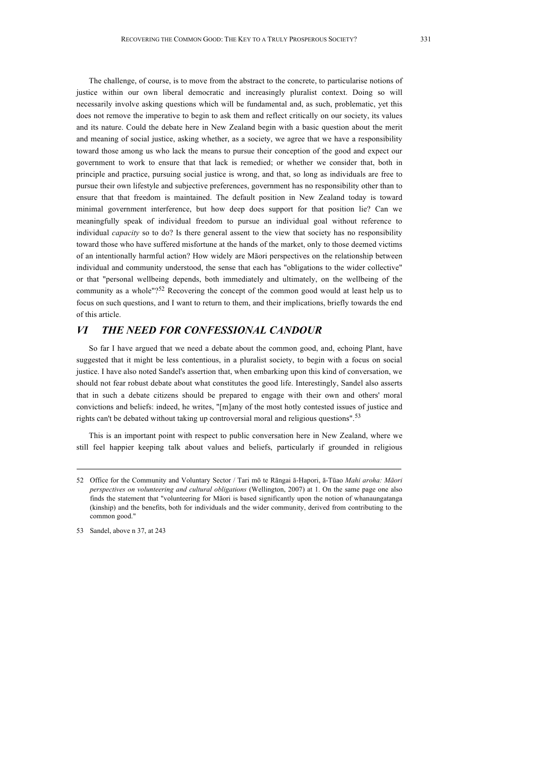The challenge, of course, is to move from the abstract to the concrete, to particularise notions of justice within our own liberal democratic and increasingly pluralist context. Doing so will necessarily involve asking questions which will be fundamental and, as such, problematic, yet this does not remove the imperative to begin to ask them and reflect critically on our society, its values and its nature. Could the debate here in New Zealand begin with a basic question about the merit and meaning of social justice, asking whether, as a society, we agree that we have a responsibility toward those among us who lack the means to pursue their conception of the good and expect our government to work to ensure that that lack is remedied; or whether we consider that, both in principle and practice, pursuing social justice is wrong, and that, so long as individuals are free to pursue their own lifestyle and subjective preferences, government has no responsibility other than to ensure that that freedom is maintained. The default position in New Zealand today is toward minimal government interference, but how deep does support for that position lie? Can we meaningfully speak of individual freedom to pursue an individual goal without reference to individual *capacity* so to do? Is there general assent to the view that society has no responsibility toward those who have suffered misfortune at the hands of the market, only to those deemed victims of an intentionally harmful action? How widely are Māori perspectives on the relationship between individual and community understood, the sense that each has "obligations to the wider collective" or that "personal wellbeing depends, both immediately and ultimately, on the wellbeing of the community as a whole"?[52] Recovering the concept of the common good would at least help us to focus on such questions, and I want to return to them, and their implications, briefly towards the end of this article.

## *VI THE NEED FOR CONFESSIONAL CANDOUR*

So far I have argued that we need a debate about the common good, and, echoing Plant, have suggested that it might be less contentious, in a pluralist society, to begin with a focus on social justice. I have also noted Sandel's assertion that, when embarking upon this kind of conversation, we should not fear robust debate about what constitutes the good life. Interestingly, Sandel also asserts that in such a debate citizens should be prepared to engage with their own and others' moral convictions and beliefs: indeed, he writes, "[m]any of the most hotly contested issues of justice and rights can't be debated without taking up controversial moral and religious questions".[53]

This is an important point with respect to public conversation here in New Zealand, where we still feel happier keeping talk about values and beliefs, particularly if grounded in religious

---

52 Office for the Community and Voluntary Sector / Tari mō te Rāngai ā-Hapori, ā-Tūao *Mahi aroha: Māori perspectives on volunteering and cultural obligations* (Wellington, 2007) at 1. On the same page one also finds the statement that "volunteering for Māori is based significantly upon the notion of whanaungatanga (kinship) and the benefits, both for individuals and the wider community, derived from contributing to the common good."

53 Sandel, above n 37, at 243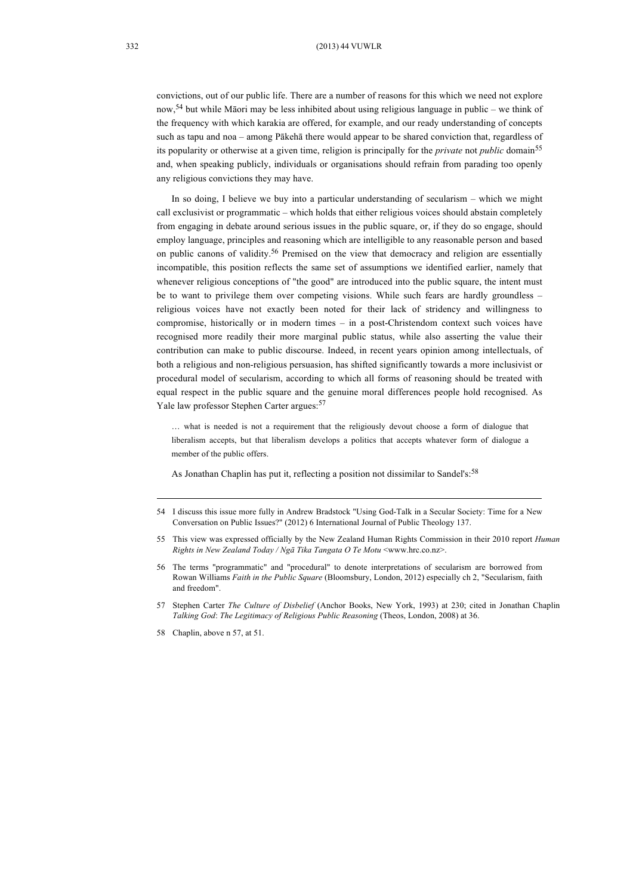convictions, out of our public life. There are a number of reasons for this which we need not explore now,[54] but while Māori may be less inhibited about using religious language in public – we think of the frequency with which karakia are offered, for example, and our ready understanding of concepts such as tapu and noa – among Pākehā there would appear to be shared conviction that, regardless of its popularity or otherwise at a given time, religion is principally for the *private* not *public* domain[55] and, when speaking publicly, individuals or organisations should refrain from parading too openly any religious convictions they may have.

In so doing, I believe we buy into a particular understanding of secularism – which we might call exclusivist or programmatic – which holds that either religious voices should abstain completely from engaging in debate around serious issues in the public square, or, if they do so engage, should employ language, principles and reasoning which are intelligible to any reasonable person and based on public canons of validity.[56] Premised on the view that democracy and religion are essentially incompatible, this position reflects the same set of assumptions we identified earlier, namely that whenever religious conceptions of "the good" are introduced into the public square, the intent must be to want to privilege them over competing visions. While such fears are hardly groundless – religious voices have not exactly been noted for their lack of stridency and willingness to compromise, historically or in modern times – in a post-Christendom context such voices have recognised more readily their more marginal public status, while also asserting the value their contribution can make to public discourse. Indeed, in recent years opinion among intellectuals, of both a religious and non-religious persuasion, has shifted significantly towards a more inclusivist or procedural model of secularism, according to which all forms of reasoning should be treated with equal respect in the public square and the genuine moral differences people hold recognised. As Yale law professor Stephen Carter argues:[57]

> … what is needed is not a requirement that the religiously devout choose a form of dialogue that liberalism accepts, but that liberalism develops a politics that accepts whatever form of dialogue a member of the public offers.

As Jonathan Chaplin has put it, reflecting a position not dissimilar to Sandel's:[58]

---

54 I discuss this issue more fully in Andrew Bradstock "Using God-Talk in a Secular Society: Time for a New Conversation on Public Issues?" (2012) 6 International Journal of Public Theology 137.

55 This view was expressed officially by the New Zealand Human Rights Commission in their 2010 report *Human Rights in New Zealand Today / Ngā Tika Tangata O Te Motu* <www.hrc.co.nz>.

56 The terms "programmatic" and "procedural" to denote interpretations of secularism are borrowed from Rowan Williams *Faith in the Public Square* (Bloomsbury, London, 2012) especially ch 2, "Secularism, faith and freedom".

57 Stephen Carter *The Culture of Disbelief* (Anchor Books, New York, 1993) at 230; cited in Jonathan Chaplin *Talking God*: *The Legitimacy of Religious Public Reasoning* (Theos, London, 2008) at 36.

58 Chaplin, above n 57, at 51.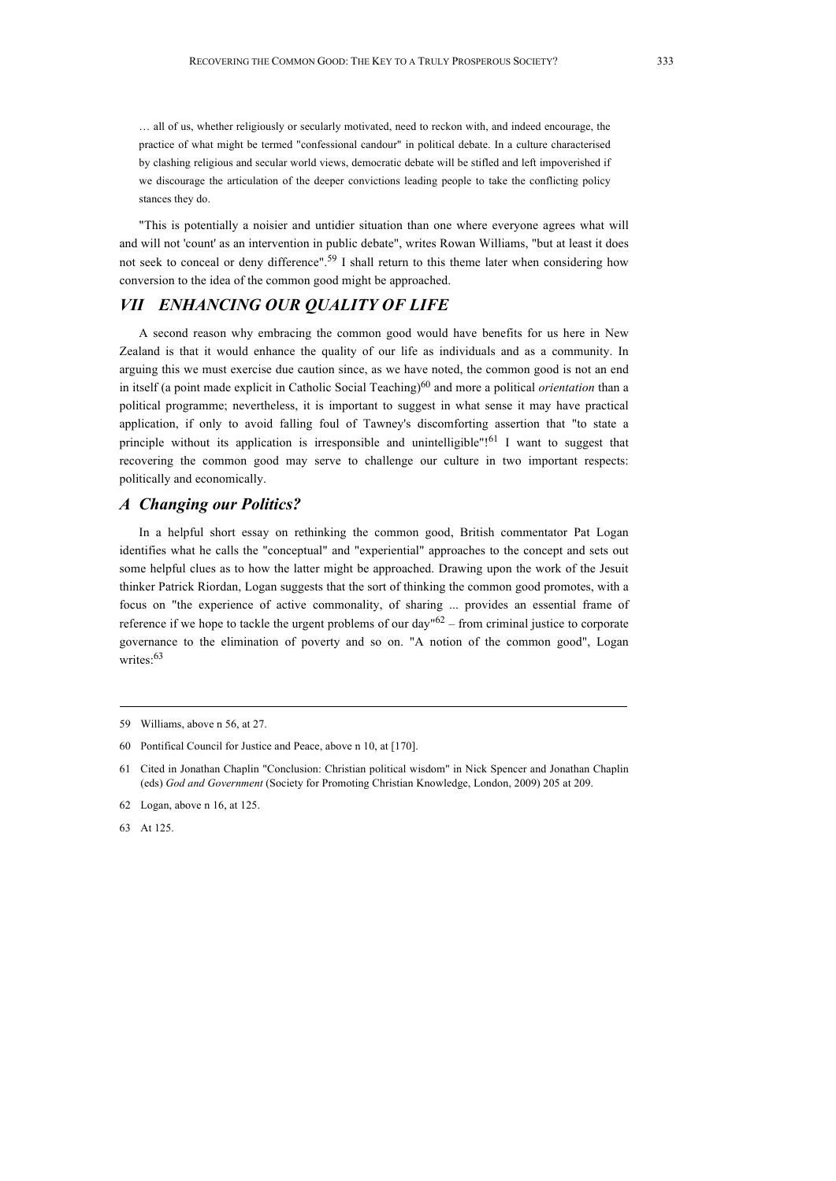> … all of us, whether religiously or secularly motivated, need to reckon with, and indeed encourage, the practice of what might be termed "confessional candour" in political debate. In a culture characterised by clashing religious and secular world views, democratic debate will be stifled and left impoverished if we discourage the articulation of the deeper convictions leading people to take the conflicting policy stances they do.

"This is potentially a noisier and untidier situation than one where everyone agrees what will and will not 'count' as an intervention in public debate", writes Rowan Williams, "but at least it does not seek to conceal or deny difference".[59] I shall return to this theme later when considering how conversion to the idea of the common good might be approached.

## *VII ENHANCING OUR QUALITY OF LIFE*

A second reason why embracing the common good would have benefits for us here in New Zealand is that it would enhance the quality of our life as individuals and as a community. In arguing this we must exercise due caution since, as we have noted, the common good is not an end in itself (a point made explicit in Catholic Social Teaching)[60] and more a political *orientation* than a political programme; nevertheless, it is important to suggest in what sense it may have practical application, if only to avoid falling foul of Tawney's discomforting assertion that "to state a principle without its application is irresponsible and unintelligible"![61] I want to suggest that recovering the common good may serve to challenge our culture in two important respects: politically and economically.

### *A Changing our Politics?*

In a helpful short essay on rethinking the common good, British commentator Pat Logan identifies what he calls the "conceptual" and "experiential" approaches to the concept and sets out some helpful clues as to how the latter might be approached. Drawing upon the work of the Jesuit thinker Patrick Riordan, Logan suggests that the sort of thinking the common good promotes, with a focus on "the experience of active commonality, of sharing ... provides an essential frame of reference if we hope to tackle the urgent problems of our day"[62] – from criminal justice to corporate governance to the elimination of poverty and so on. "A notion of the common good", Logan writes:[63]

---

59 Williams, above n 56, at 27.

60 Pontifical Council for Justice and Peace, above n 10, at [170].

61 Cited in Jonathan Chaplin "Conclusion: Christian political wisdom" in Nick Spencer and Jonathan Chaplin (eds) *God and Government* (Society for Promoting Christian Knowledge, London, 2009) 205 at 209.

62 Logan, above n 16, at 125.

63 At 125.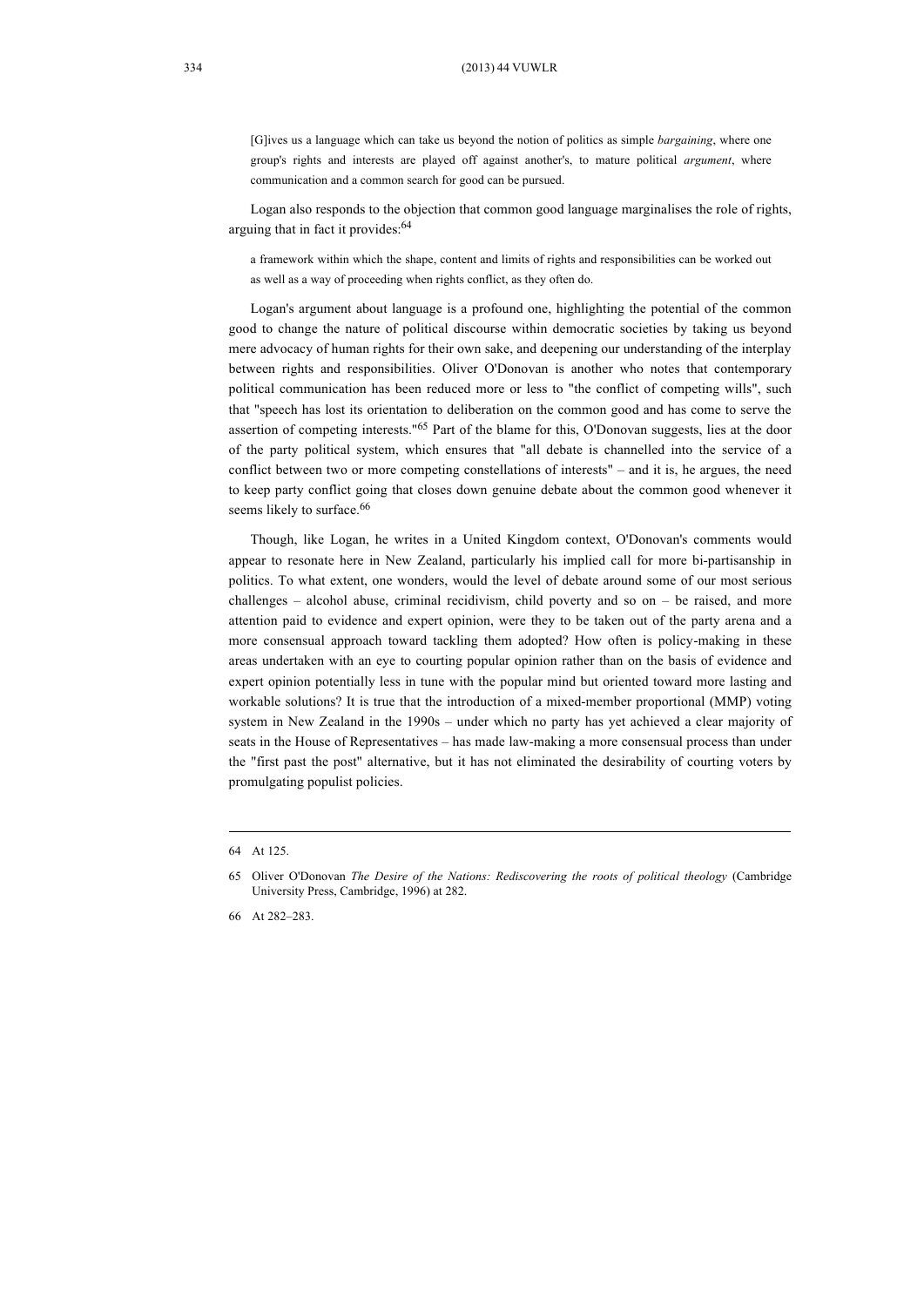> [G]ives us a language which can take us beyond the notion of politics as simple *bargaining*, where one group's rights and interests are played off against another's, to mature political *argument*, where communication and a common search for good can be pursued.

Logan also responds to the objection that common good language marginalises the role of rights, arguing that in fact it provides:[64]

> a framework within which the shape, content and limits of rights and responsibilities can be worked out as well as a way of proceeding when rights conflict, as they often do.

Logan's argument about language is a profound one, highlighting the potential of the common good to change the nature of political discourse within democratic societies by taking us beyond mere advocacy of human rights for their own sake, and deepening our understanding of the interplay between rights and responsibilities. Oliver O'Donovan is another who notes that contemporary political communication has been reduced more or less to "the conflict of competing wills", such that "speech has lost its orientation to deliberation on the common good and has come to serve the assertion of competing interests."[65] Part of the blame for this, O'Donovan suggests, lies at the door of the party political system, which ensures that "all debate is channelled into the service of a conflict between two or more competing constellations of interests" – and it is, he argues, the need to keep party conflict going that closes down genuine debate about the common good whenever it seems likely to surface.[66]

Though, like Logan, he writes in a United Kingdom context, O'Donovan's comments would appear to resonate here in New Zealand, particularly his implied call for more bi-partisanship in politics. To what extent, one wonders, would the level of debate around some of our most serious challenges – alcohol abuse, criminal recidivism, child poverty and so on – be raised, and more attention paid to evidence and expert opinion, were they to be taken out of the party arena and a more consensual approach toward tackling them adopted? How often is policy-making in these areas undertaken with an eye to courting popular opinion rather than on the basis of evidence and expert opinion potentially less in tune with the popular mind but oriented toward more lasting and workable solutions? It is true that the introduction of a mixed-member proportional (MMP) voting system in New Zealand in the 1990s – under which no party has yet achieved a clear majority of seats in the House of Representatives – has made law-making a more consensual process than under the "first past the post" alternative, but it has not eliminated the desirability of courting voters by promulgating populist policies.

---

64 At 125.

65 Oliver O'Donovan *The Desire of the Nations: Rediscovering the roots of political theology* (Cambridge University Press, Cambridge, 1996) at 282.

66 At 282–283.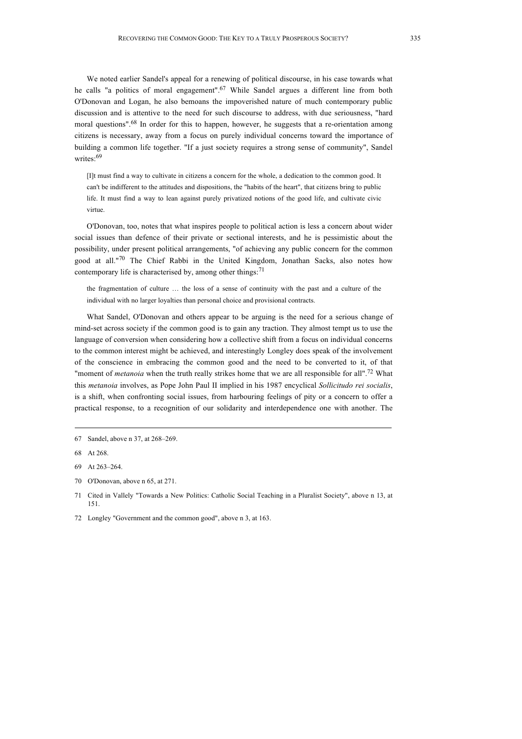We noted earlier Sandel's appeal for a renewing of political discourse, in his case towards what he calls "a politics of moral engagement".[67] While Sandel argues a different line from both O'Donovan and Logan, he also bemoans the impoverished nature of much contemporary public discussion and is attentive to the need for such discourse to address, with due seriousness, "hard moral questions".[68] In order for this to happen, however, he suggests that a re-orientation among citizens is necessary, away from a focus on purely individual concerns toward the importance of building a common life together. "If a just society requires a strong sense of community", Sandel writes:[69]

> [I]t must find a way to cultivate in citizens a concern for the whole, a dedication to the common good. It can't be indifferent to the attitudes and dispositions, the "habits of the heart", that citizens bring to public life. It must find a way to lean against purely privatized notions of the good life, and cultivate civic virtue.

O'Donovan, too, notes that what inspires people to political action is less a concern about wider social issues than defence of their private or sectional interests, and he is pessimistic about the possibility, under present political arrangements, "of achieving any public concern for the common good at all."[70] The Chief Rabbi in the United Kingdom, Jonathan Sacks, also notes how contemporary life is characterised by, among other things:[71]

> the fragmentation of culture … the loss of a sense of continuity with the past and a culture of the individual with no larger loyalties than personal choice and provisional contracts.

What Sandel, O'Donovan and others appear to be arguing is the need for a serious change of mind-set across society if the common good is to gain any traction. They almost tempt us to use the language of conversion when considering how a collective shift from a focus on individual concerns to the common interest might be achieved, and interestingly Longley does speak of the involvement of the conscience in embracing the common good and the need to be converted to it, of that "moment of *metanoia* when the truth really strikes home that we are all responsible for all".[72] What this *metanoia* involves, as Pope John Paul II implied in his 1987 encyclical *Sollicitudo rei socialis*, is a shift, when confronting social issues, from harbouring feelings of pity or a concern to offer a practical response, to a recognition of our solidarity and interdependence one with another. The

---

67 Sandel, above n 37, at 268–269.

68 At 268.

69 At 263–264.

70 O'Donovan, above n 65, at 271.

71 Cited in Vallely "Towards a New Politics: Catholic Social Teaching in a Pluralist Society", above n 13, at 151.

72 Longley "Government and the common good", above n 3, at 163.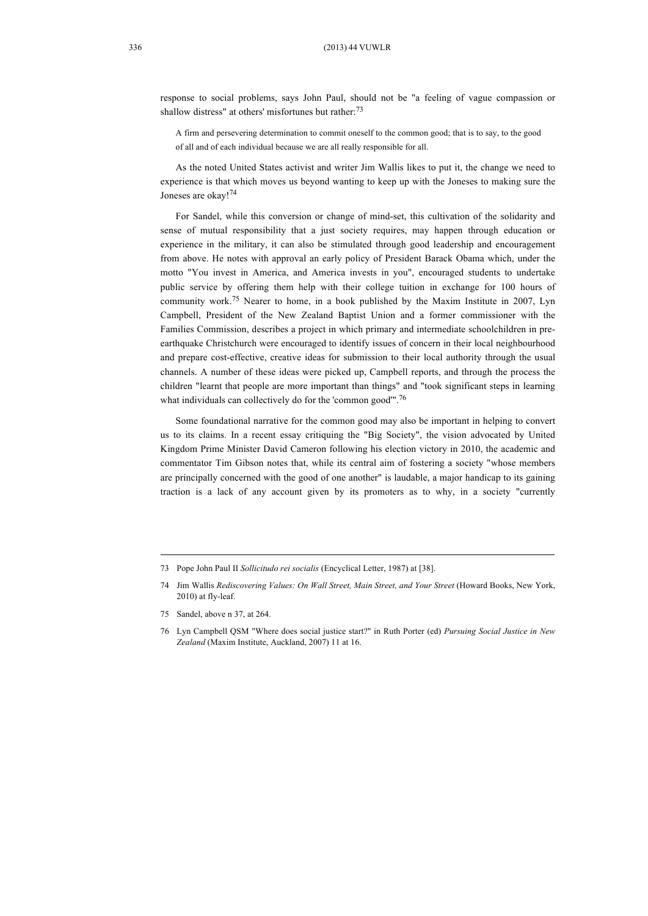response to social problems, says John Paul, should not be "a feeling of vague compassion or shallow distress" at others' misfortunes but rather:[73]

> A firm and persevering determination to commit oneself to the common good; that is to say, to the good of all and of each individual because we are all really responsible for all.

As the noted United States activist and writer Jim Wallis likes to put it, the change we need to experience is that which moves us beyond wanting to keep up with the Joneses to making sure the Joneses are okay![74]

For Sandel, while this conversion or change of mind-set, this cultivation of the solidarity and sense of mutual responsibility that a just society requires, may happen through education or experience in the military, it can also be stimulated through good leadership and encouragement from above. He notes with approval an early policy of President Barack Obama which, under the motto "You invest in America, and America invests in you", encouraged students to undertake public service by offering them help with their college tuition in exchange for 100 hours of community work.[75] Nearer to home, in a book published by the Maxim Institute in 2007, Lyn Campbell, President of the New Zealand Baptist Union and a former commissioner with the Families Commission, describes a project in which primary and intermediate schoolchildren in pre-earthquake Christchurch were encouraged to identify issues of concern in their local neighbourhood and prepare cost-effective, creative ideas for submission to their local authority through the usual channels. A number of these ideas were picked up, Campbell reports, and through the process the children "learnt that people are more important than things" and "took significant steps in learning what individuals can collectively do for the 'common good'".[76]

Some foundational narrative for the common good may also be important in helping to convert us to its claims. In a recent essay critiquing the "Big Society", the vision advocated by United Kingdom Prime Minister David Cameron following his election victory in 2010, the academic and commentator Tim Gibson notes that, while its central aim of fostering a society "whose members are principally concerned with the good of one another" is laudable, a major handicap to its gaining traction is a lack of any account given by its promoters as to why, in a society "currently

---

73 Pope John Paul II *Sollicitudo rei socialis* (Encyclical Letter, 1987) at [38].

74 Jim Wallis *Rediscovering Values: On Wall Street, Main Street, and Your Street* (Howard Books, New York, 2010) at fly-leaf.

75 Sandel, above n 37, at 264.

76 Lyn Campbell QSM "Where does social justice start?" in Ruth Porter (ed) *Pursuing Social Justice in New Zealand* (Maxim Institute, Auckland, 2007) 11 at 16.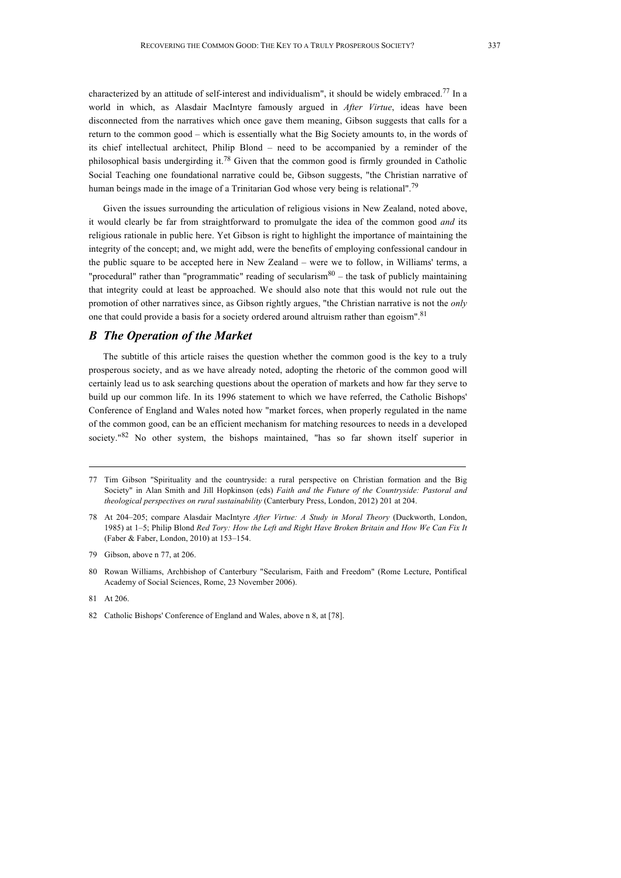characterized by an attitude of self-interest and individualism", it should be widely embraced.[77] In a world in which, as Alasdair MacIntyre famously argued in *After Virtue*, ideas have been disconnected from the narratives which once gave them meaning, Gibson suggests that calls for a return to the common good – which is essentially what the Big Society amounts to, in the words of its chief intellectual architect, Philip Blond – need to be accompanied by a reminder of the philosophical basis undergirding it.[78] Given that the common good is firmly grounded in Catholic Social Teaching one foundational narrative could be, Gibson suggests, "the Christian narrative of human beings made in the image of a Trinitarian God whose very being is relational".[79]

Given the issues surrounding the articulation of religious visions in New Zealand, noted above, it would clearly be far from straightforward to promulgate the idea of the common good *and* its religious rationale in public here. Yet Gibson is right to highlight the importance of maintaining the integrity of the concept; and, we might add, were the benefits of employing confessional candour in the public square to be accepted here in New Zealand – were we to follow, in Williams' terms, a "procedural" rather than "programmatic" reading of secularism[80] – the task of publicly maintaining that integrity could at least be approached. We should also note that this would not rule out the promotion of other narratives since, as Gibson rightly argues, "the Christian narrative is not the *only* one that could provide a basis for a society ordered around altruism rather than egoism".[81]

### *B The Operation of the Market*

The subtitle of this article raises the question whether the common good is the key to a truly prosperous society, and as we have already noted, adopting the rhetoric of the common good will certainly lead us to ask searching questions about the operation of markets and how far they serve to build up our common life. In its 1996 statement to which we have referred, the Catholic Bishops' Conference of England and Wales noted how "market forces, when properly regulated in the name of the common good, can be an efficient mechanism for matching resources to needs in a developed society."[82] No other system, the bishops maintained, "has so far shown itself superior in

---

77 Tim Gibson "Spirituality and the countryside: a rural perspective on Christian formation and the Big Society" in Alan Smith and Jill Hopkinson (eds) *Faith and the Future of the Countryside: Pastoral and theological perspectives on rural sustainability* (Canterbury Press, London, 2012) 201 at 204.

78 At 204–205; compare Alasdair MacIntyre *After Virtue: A Study in Moral Theory* (Duckworth, London, 1985) at 1–5; Philip Blond *Red Tory: How the Left and Right Have Broken Britain and How We Can Fix It* (Faber & Faber, London, 2010) at 153–154.

79 Gibson, above n 77, at 206.

80 Rowan Williams, Archbishop of Canterbury "Secularism, Faith and Freedom" (Rome Lecture, Pontifical Academy of Social Sciences, Rome, 23 November 2006).

81 At 206.

82 Catholic Bishops' Conference of England and Wales, above n 8, at [78].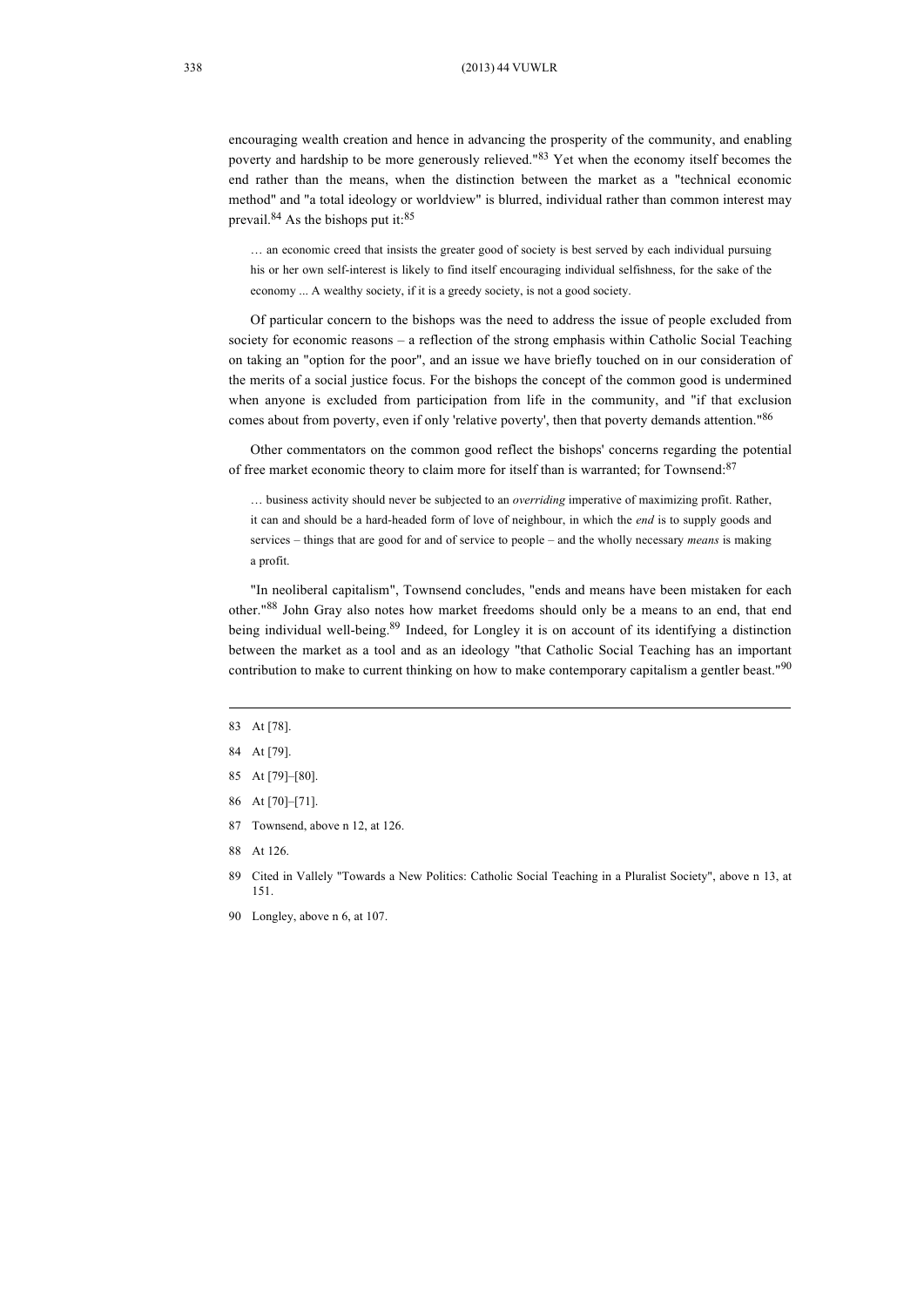encouraging wealth creation and hence in advancing the prosperity of the community, and enabling poverty and hardship to be more generously relieved."[83] Yet when the economy itself becomes the end rather than the means, when the distinction between the market as a "technical economic method" and "a total ideology or worldview" is blurred, individual rather than common interest may prevail.[84] As the bishops put it:[85]

> … an economic creed that insists the greater good of society is best served by each individual pursuing his or her own self-interest is likely to find itself encouraging individual selfishness, for the sake of the economy ... A wealthy society, if it is a greedy society, is not a good society.

Of particular concern to the bishops was the need to address the issue of people excluded from society for economic reasons – a reflection of the strong emphasis within Catholic Social Teaching on taking an "option for the poor", and an issue we have briefly touched on in our consideration of the merits of a social justice focus. For the bishops the concept of the common good is undermined when anyone is excluded from participation from life in the community, and "if that exclusion comes about from poverty, even if only 'relative poverty', then that poverty demands attention."[86]

Other commentators on the common good reflect the bishops' concerns regarding the potential of free market economic theory to claim more for itself than is warranted; for Townsend:[87]

> … business activity should never be subjected to an *overriding* imperative of maximizing profit. Rather, it can and should be a hard-headed form of love of neighbour, in which the *end* is to supply goods and services – things that are good for and of service to people – and the wholly necessary *means* is making a profit.

"In neoliberal capitalism", Townsend concludes, "ends and means have been mistaken for each other."[88] John Gray also notes how market freedoms should only be a means to an end, that end being individual well-being.[89] Indeed, for Longley it is on account of its identifying a distinction between the market as a tool and as an ideology "that Catholic Social Teaching has an important contribution to make to current thinking on how to make contemporary capitalism a gentler beast."[90]

---

83 At [78].

84 At [79].

85 At [79]–[80].

86 At [70]–[71].

87 Townsend, above n 12, at 126.

88 At 126.

89 Cited in Vallely "Towards a New Politics: Catholic Social Teaching in a Pluralist Society", above n 13, at 151.

90 Longley, above n 6, at 107.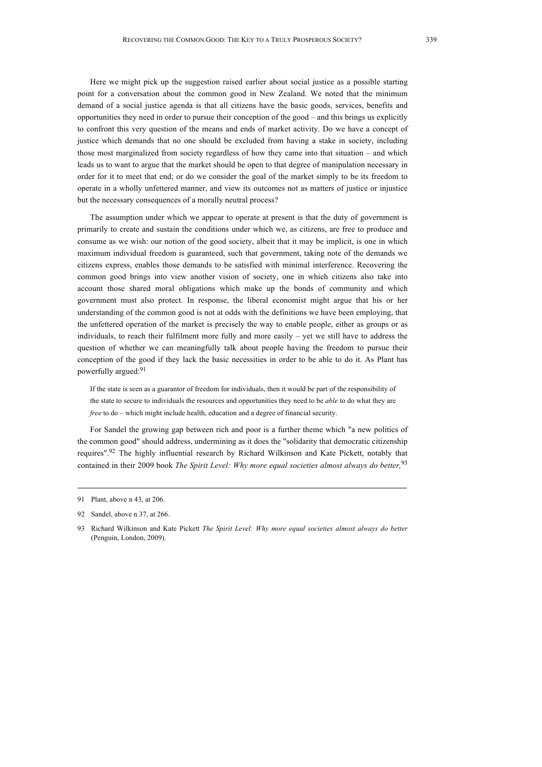Here we might pick up the suggestion raised earlier about social justice as a possible starting point for a conversation about the common good in New Zealand. We noted that the minimum demand of a social justice agenda is that all citizens have the basic goods, services, benefits and opportunities they need in order to pursue their conception of the good – and this brings us explicitly to confront this very question of the means and ends of market activity. Do we have a concept of justice which demands that no one should be excluded from having a stake in society, including those most marginalized from society regardless of how they came into that situation – and which leads us to want to argue that the market should be open to that degree of manipulation necessary in order for it to meet that end; or do we consider the goal of the market simply to be its freedom to operate in a wholly unfettered manner, and view its outcomes not as matters of justice or injustice but the necessary consequences of a morally neutral process?

The assumption under which we appear to operate at present is that the duty of government is primarily to create and sustain the conditions under which we, as citizens, are free to produce and consume as we wish: our notion of the good society, albeit that it may be implicit, is one in which maximum individual freedom is guaranteed, such that government, taking note of the demands we citizens express, enables those demands to be satisfied with minimal interference. Recovering the common good brings into view another vision of society, one in which citizens also take into account those shared moral obligations which make up the bonds of community and which government must also protect. In response, the liberal economist might argue that his or her understanding of the common good is not at odds with the definitions we have been employing, that the unfettered operation of the market is precisely the way to enable people, either as groups or as individuals, to reach their fulfilment more fully and more easily – yet we still have to address the question of whether we can meaningfully talk about people having the freedom to pursue their conception of the good if they lack the basic necessities in order to be able to do it. As Plant has powerfully argued:[91]

> If the state is seen as a guarantor of freedom for individuals, then it would be part of the responsibility of the state to secure to individuals the resources and opportunities they need to be *able* to do what they are *free* to do – which might include health, education and a degree of financial security.

For Sandel the growing gap between rich and poor is a further theme which "a new politics of the common good" should address, undermining as it does the "solidarity that democratic citizenship requires".[92] The highly influential research by Richard Wilkinson and Kate Pickett, notably that contained in their 2009 book *The Spirit Level: Why more equal societies almost always do better,*[93]

---

91 Plant, above n 43, at 206.

92 Sandel, above n 37, at 266.

93 Richard Wilkinson and Kate Pickett *The Spirit Level: Why more equal societies almost always do better* (Penguin, London, 2009).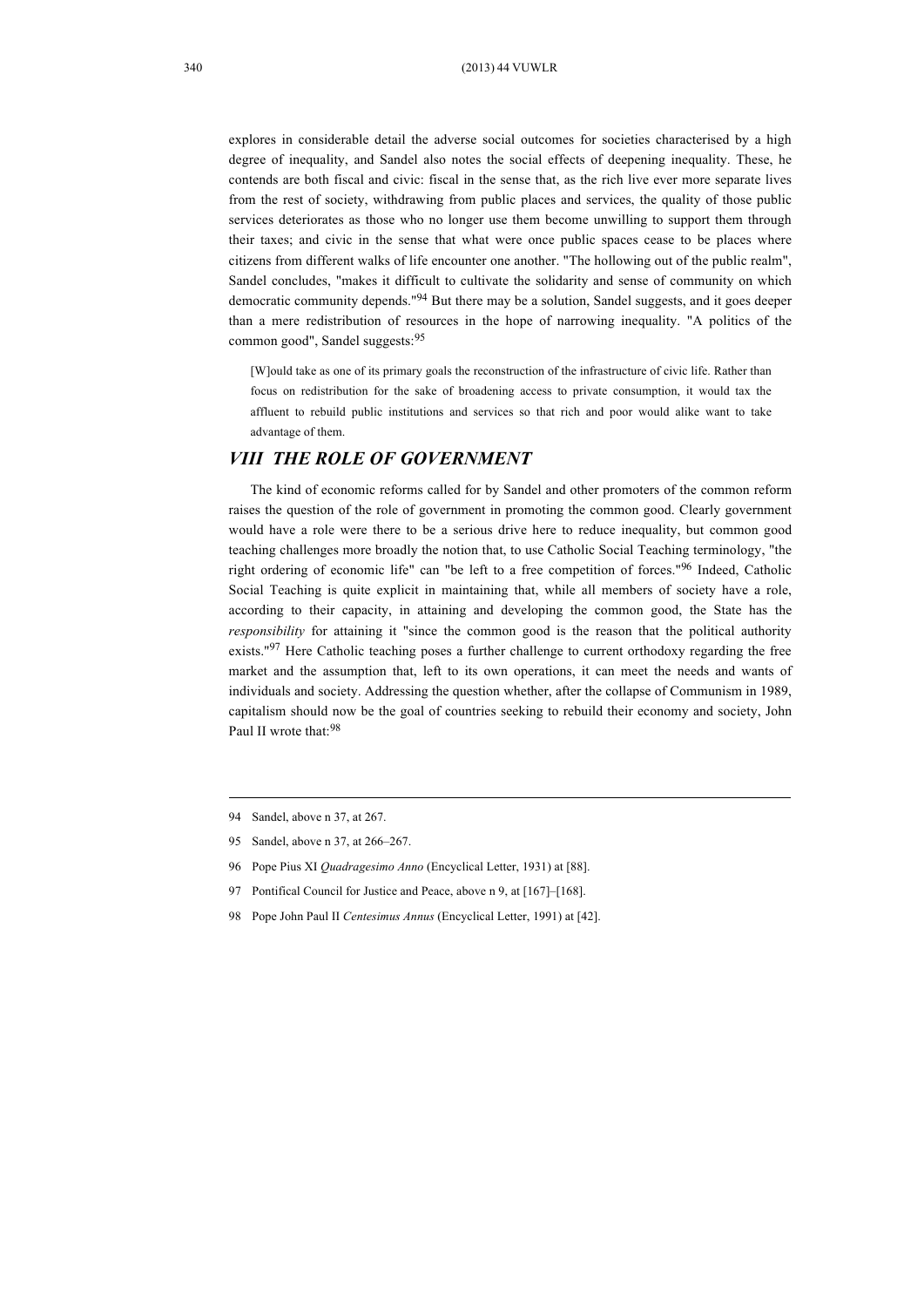explores in considerable detail the adverse social outcomes for societies characterised by a high degree of inequality, and Sandel also notes the social effects of deepening inequality. These, he contends are both fiscal and civic: fiscal in the sense that, as the rich live ever more separate lives from the rest of society, withdrawing from public places and services, the quality of those public services deteriorates as those who no longer use them become unwilling to support them through their taxes; and civic in the sense that what were once public spaces cease to be places where citizens from different walks of life encounter one another. "The hollowing out of the public realm", Sandel concludes, "makes it difficult to cultivate the solidarity and sense of community on which democratic community depends."[94] But there may be a solution, Sandel suggests, and it goes deeper than a mere redistribution of resources in the hope of narrowing inequality. "A politics of the common good", Sandel suggests:[95]

> [W]ould take as one of its primary goals the reconstruction of the infrastructure of civic life. Rather than focus on redistribution for the sake of broadening access to private consumption, it would tax the affluent to rebuild public institutions and services so that rich and poor would alike want to take advantage of them.

## *VIII THE ROLE OF GOVERNMENT*

The kind of economic reforms called for by Sandel and other promoters of the common reform raises the question of the role of government in promoting the common good. Clearly government would have a role were there to be a serious drive here to reduce inequality, but common good teaching challenges more broadly the notion that, to use Catholic Social Teaching terminology, "the right ordering of economic life" can "be left to a free competition of forces."[96] Indeed, Catholic Social Teaching is quite explicit in maintaining that, while all members of society have a role, according to their capacity, in attaining and developing the common good, the State has the *responsibility* for attaining it "since the common good is the reason that the political authority exists."[97] Here Catholic teaching poses a further challenge to current orthodoxy regarding the free market and the assumption that, left to its own operations, it can meet the needs and wants of individuals and society. Addressing the question whether, after the collapse of Communism in 1989, capitalism should now be the goal of countries seeking to rebuild their economy and society, John Paul II wrote that:[98]

---

94 Sandel, above n 37, at 267.

95 Sandel, above n 37, at 266–267.

96 Pope Pius XI *Quadragesimo Anno* (Encyclical Letter, 1931) at [88].

97 Pontifical Council for Justice and Peace, above n 9, at [167]–[168].

98 Pope John Paul II *Centesimus Annus* (Encyclical Letter, 1991) at [42].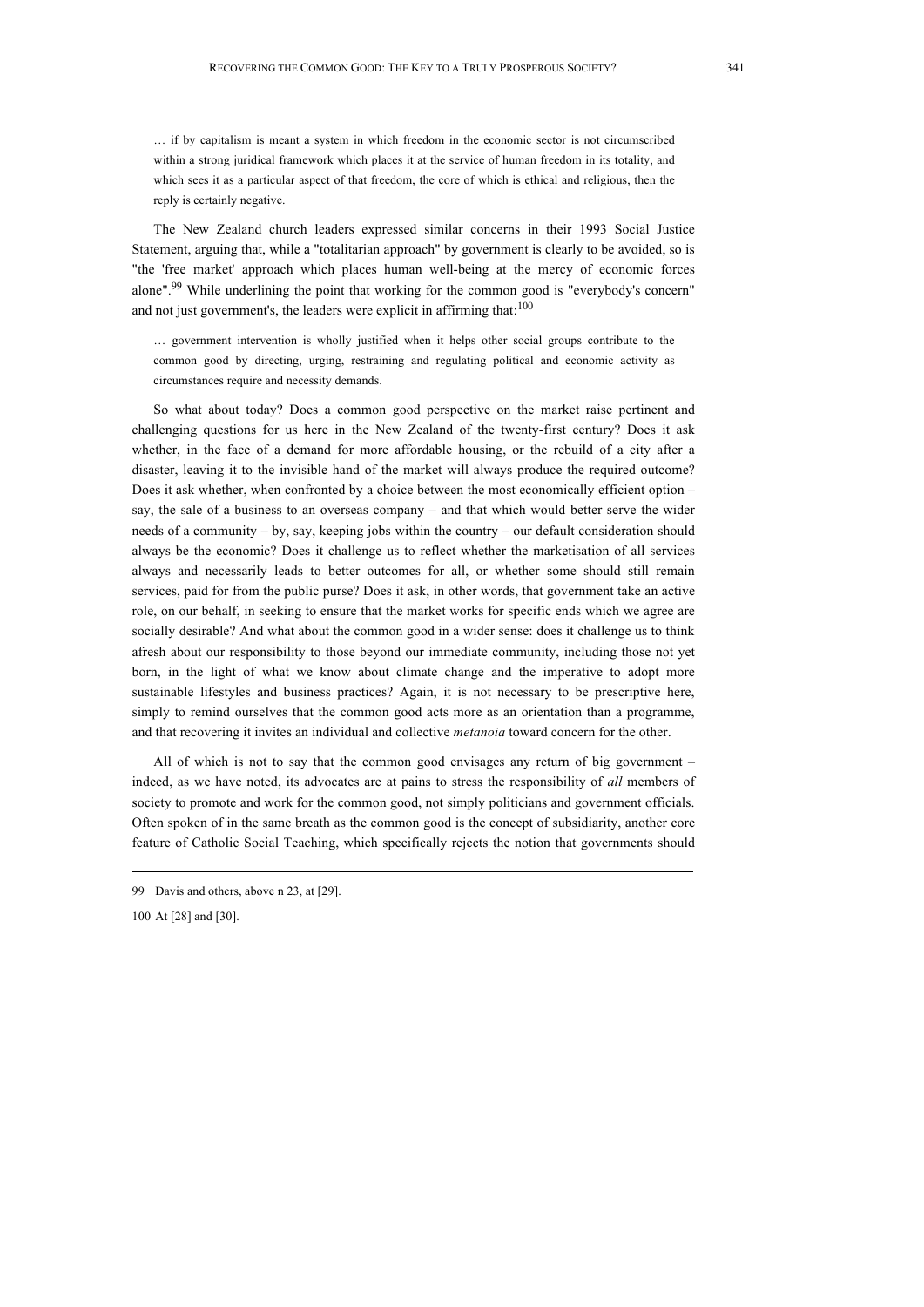> … if by capitalism is meant a system in which freedom in the economic sector is not circumscribed within a strong juridical framework which places it at the service of human freedom in its totality, and which sees it as a particular aspect of that freedom, the core of which is ethical and religious, then the reply is certainly negative.

The New Zealand church leaders expressed similar concerns in their 1993 Social Justice Statement, arguing that, while a "totalitarian approach" by government is clearly to be avoided, so is "the 'free market' approach which places human well-being at the mercy of economic forces alone".[99] While underlining the point that working for the common good is "everybody's concern" and not just government's, the leaders were explicit in affirming that:[100]

> … government intervention is wholly justified when it helps other social groups contribute to the common good by directing, urging, restraining and regulating political and economic activity as circumstances require and necessity demands.

So what about today? Does a common good perspective on the market raise pertinent and challenging questions for us here in the New Zealand of the twenty-first century? Does it ask whether, in the face of a demand for more affordable housing, or the rebuild of a city after a disaster, leaving it to the invisible hand of the market will always produce the required outcome? Does it ask whether, when confronted by a choice between the most economically efficient option – say, the sale of a business to an overseas company – and that which would better serve the wider needs of a community – by, say, keeping jobs within the country – our default consideration should always be the economic? Does it challenge us to reflect whether the marketisation of all services always and necessarily leads to better outcomes for all, or whether some should still remain services, paid for from the public purse? Does it ask, in other words, that government take an active role, on our behalf, in seeking to ensure that the market works for specific ends which we agree are socially desirable? And what about the common good in a wider sense: does it challenge us to think afresh about our responsibility to those beyond our immediate community, including those not yet born, in the light of what we know about climate change and the imperative to adopt more sustainable lifestyles and business practices? Again, it is not necessary to be prescriptive here, simply to remind ourselves that the common good acts more as an orientation than a programme, and that recovering it invites an individual and collective *metanoia* toward concern for the other.

All of which is not to say that the common good envisages any return of big government – indeed, as we have noted, its advocates are at pains to stress the responsibility of *all* members of society to promote and work for the common good, not simply politicians and government officials. Often spoken of in the same breath as the common good is the concept of subsidiarity, another core feature of Catholic Social Teaching, which specifically rejects the notion that governments should

---

99 Davis and others, above n 23, at [29].

100 At [28] and [30].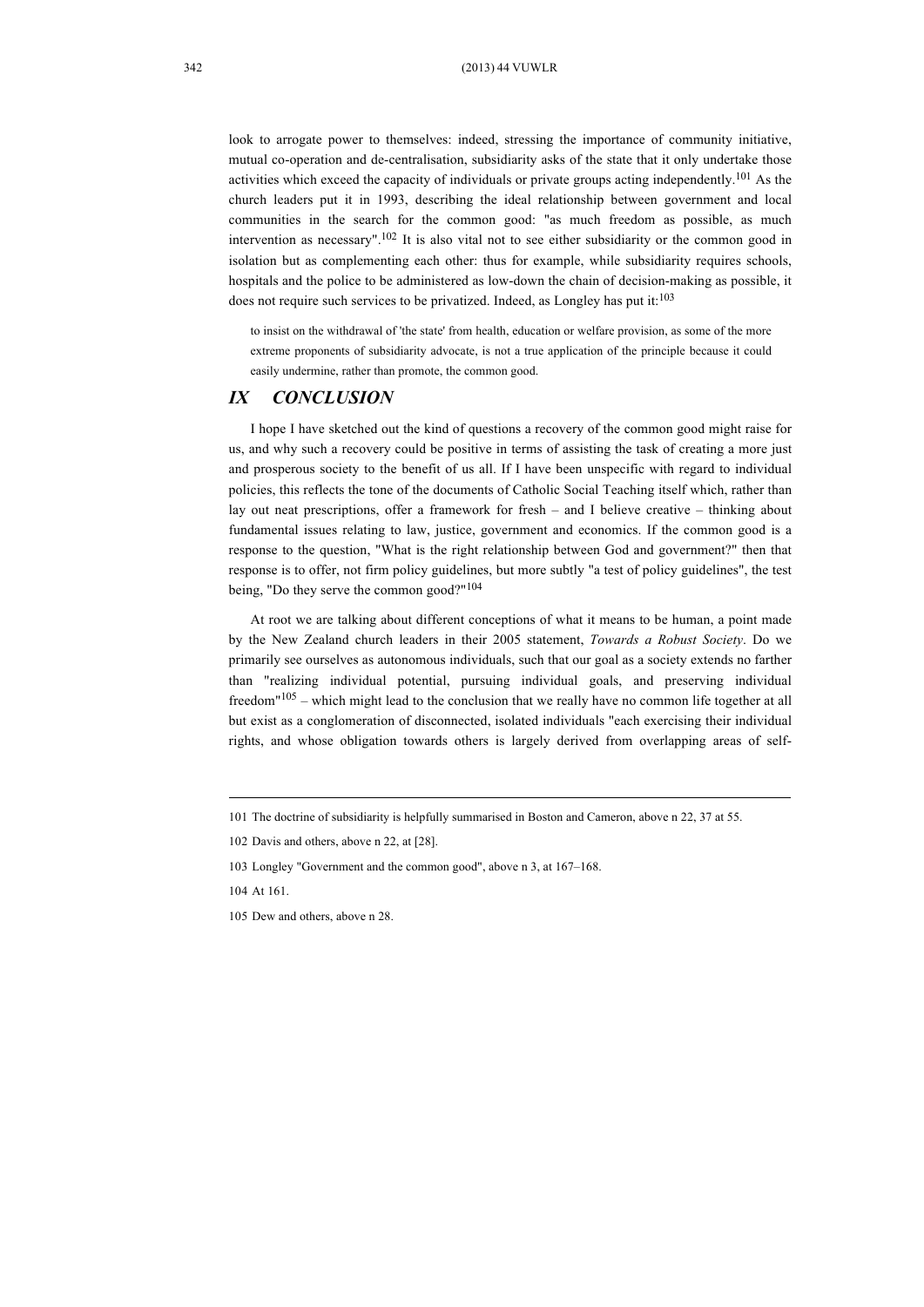look to arrogate power to themselves: indeed, stressing the importance of community initiative, mutual co-operation and de-centralisation, subsidiarity asks of the state that it only undertake those activities which exceed the capacity of individuals or private groups acting independently.[101] As the church leaders put it in 1993, describing the ideal relationship between government and local communities in the search for the common good: "as much freedom as possible, as much intervention as necessary".[102] It is also vital not to see either subsidiarity or the common good in isolation but as complementing each other: thus for example, while subsidiarity requires schools, hospitals and the police to be administered as low-down the chain of decision-making as possible, it does not require such services to be privatized. Indeed, as Longley has put it:[103]

> to insist on the withdrawal of 'the state' from health, education or welfare provision, as some of the more extreme proponents of subsidiarity advocate, is not a true application of the principle because it could easily undermine, rather than promote, the common good.

## *IX CONCLUSION*

I hope I have sketched out the kind of questions a recovery of the common good might raise for us, and why such a recovery could be positive in terms of assisting the task of creating a more just and prosperous society to the benefit of us all. If I have been unspecific with regard to individual policies, this reflects the tone of the documents of Catholic Social Teaching itself which, rather than lay out neat prescriptions, offer a framework for fresh – and I believe creative – thinking about fundamental issues relating to law, justice, government and economics. If the common good is a response to the question, "What is the right relationship between God and government?" then that response is to offer, not firm policy guidelines, but more subtly "a test of policy guidelines", the test being, "Do they serve the common good?"[104]

At root we are talking about different conceptions of what it means to be human, a point made by the New Zealand church leaders in their 2005 statement, *Towards a Robust Society*. Do we primarily see ourselves as autonomous individuals, such that our goal as a society extends no farther than "realizing individual potential, pursuing individual goals, and preserving individual freedom"[105] – which might lead to the conclusion that we really have no common life together at all but exist as a conglomeration of disconnected, isolated individuals "each exercising their individual rights, and whose obligation towards others is largely derived from overlapping areas of self-

---

101 The doctrine of subsidiarity is helpfully summarised in Boston and Cameron, above n 22, 37 at 55.

102 Davis and others, above n 22, at [28].

103 Longley "Government and the common good", above n 3, at 167–168.

104 At 161.

105 Dew and others, above n 28.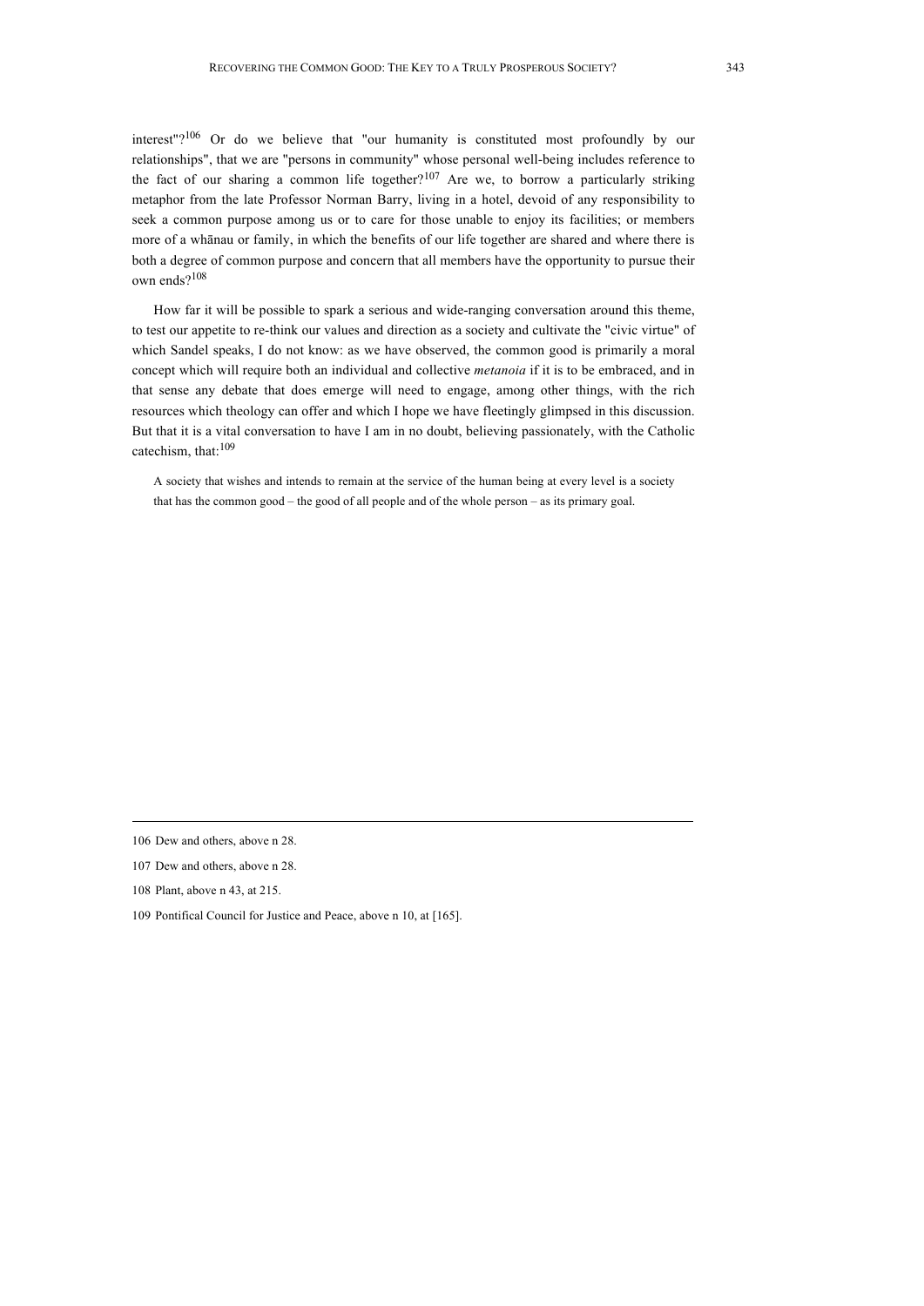interest"?[106] Or do we believe that "our humanity is constituted most profoundly by our relationships", that we are "persons in community" whose personal well-being includes reference to the fact of our sharing a common life together?[107] Are we, to borrow a particularly striking metaphor from the late Professor Norman Barry, living in a hotel, devoid of any responsibility to seek a common purpose among us or to care for those unable to enjoy its facilities; or members more of a whānau or family, in which the benefits of our life together are shared and where there is both a degree of common purpose and concern that all members have the opportunity to pursue their own ends?[108]

How far it will be possible to spark a serious and wide-ranging conversation around this theme, to test our appetite to re-think our values and direction as a society and cultivate the "civic virtue" of which Sandel speaks, I do not know: as we have observed, the common good is primarily a moral concept which will require both an individual and collective *metanoia* if it is to be embraced, and in that sense any debate that does emerge will need to engage, among other things, with the rich resources which theology can offer and which I hope we have fleetingly glimpsed in this discussion. But that it is a vital conversation to have I am in no doubt, believing passionately, with the Catholic catechism, that:[109]

> A society that wishes and intends to remain at the service of the human being at every level is a society that has the common good – the good of all people and of the whole person – as its primary goal.

---

106 Dew and others, above n 28.

107 Dew and others, above n 28.

108 Plant, above n 43, at 215.

109 Pontifical Council for Justice and Peace, above n 10, at [165].